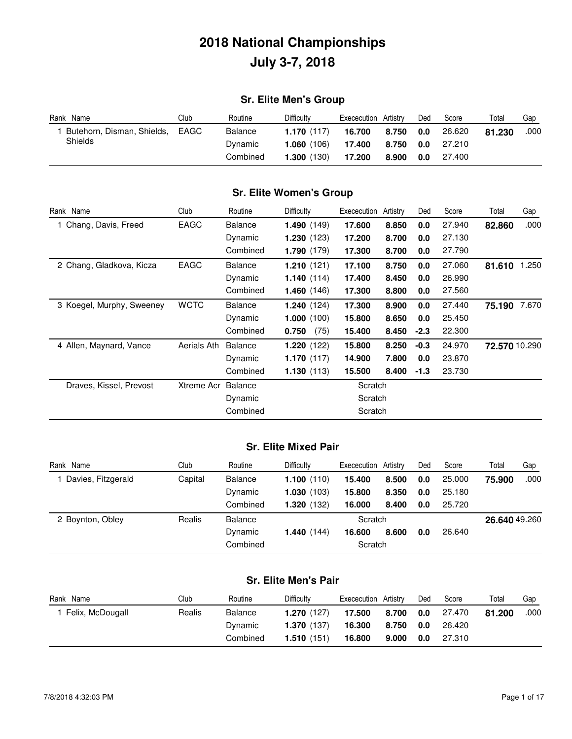# 2018 National Championships
# July 3-7, 2018

## Sr. Elite Men's Group

| Rank | Name | Club | Routine | Difficulty | Exececution | Artistry | Ded | Score | Total | Gap |
|---|---|---|---|---|---|---|---|---|---|---|
| 1 | Butehorn, Disman, Shields, Shields | EAGC | Balance | **1.170** (117) | **16.700** | **8.750** | **0.0** | 26.620 | **81.230** | .000 |
| | | | Dynamic | **1.060** (106) | **17.400** | **8.750** | **0.0** | 27.210 | | |
| | | | Combined | **1.300** (130) | **17.200** | **8.900** | **0.0** | 27.400 | | |

## Sr. Elite Women's Group

| Rank | Name | Club | Routine | Difficulty | Exececution | Artistry | Ded | Score | Total | Gap |
|---|---|---|---|---|---|---|---|---|---|---|
| 1 | Chang, Davis, Freed | EAGC | Balance | **1.490** (149) | **17.600** | **8.850** | **0.0** | 27.940 | **82.860** | .000 |
| | | | Dynamic | **1.230** (123) | **17.200** | **8.700** | **0.0** | 27.130 | | |
| | | | Combined | **1.790** (179) | **17.300** | **8.700** | **0.0** | 27.790 | | |
| 2 | Chang, Gladkova, Kicza | EAGC | Balance | **1.210** (121) | **17.100** | **8.750** | **0.0** | 27.060 | **81.610** | 1.250 |
| | | | Dynamic | **1.140** (114) | **17.400** | **8.450** | **0.0** | 26.990 | | |
| | | | Combined | **1.460** (146) | **17.300** | **8.800** | **0.0** | 27.560 | | |
| 3 | Koegel, Murphy, Sweeney | WCTC | Balance | **1.240** (124) | **17.300** | **8.900** | **0.0** | 27.440 | **75.190** | 7.670 |
| | | | Dynamic | **1.000** (100) | **15.800** | **8.650** | **0.0** | 25.450 | | |
| | | | Combined | **0.750** (75) | **15.400** | **8.450** | **-2.3** | 22.300 | | |
| 4 | Allen, Maynard, Vance | Aerials Ath | Balance | **1.220** (122) | **15.800** | **8.250** | **-0.3** | 24.970 | **72.570** | 10.290 |
| | | | Dynamic | **1.170** (117) | **14.900** | **7.800** | **0.0** | 23.870 | | |
| | | | Combined | **1.130** (113) | **15.500** | **8.400** | **-1.3** | 23.730 | | |
| | Draves, Kissel, Prevost | Xtreme Acr | Balance | | Scratch | | | | | |
| | | | Dynamic | | Scratch | | | | | |
| | | | Combined | | Scratch | | | | | |

## Sr. Elite Mixed Pair

| Rank | Name | Club | Routine | Difficulty | Exececution | Artistry | Ded | Score | Total | Gap |
|---|---|---|---|---|---|---|---|---|---|---|
| 1 | Davies, Fitzgerald | Capital | Balance | **1.100** (110) | **15.400** | **8.500** | **0.0** | 25.000 | **75.900** | .000 |
| | | | Dynamic | **1.030** (103) | **15.800** | **8.350** | **0.0** | 25.180 | | |
| | | | Combined | **1.320** (132) | **16.000** | **8.400** | **0.0** | 25.720 | | |
| 2 | Boynton, Obley | Realis | Balance | | Scratch | | | | **26.640** | 49.260 |
| | | | Dynamic | **1.440** (144) | **16.600** | **8.600** | **0.0** | 26.640 | | |
| | | | Combined | | Scratch | | | | | |

## Sr. Elite Men's Pair

| Rank | Name | Club | Routine | Difficulty | Exececution | Artistry | Ded | Score | Total | Gap |
|---|---|---|---|---|---|---|---|---|---|---|
| 1 | Felix, McDougall | Realis | Balance | **1.270** (127) | **17.500** | **8.700** | **0.0** | 27.470 | **81.200** | .000 |
| | | | Dynamic | **1.370** (137) | **16.300** | **8.750** | **0.0** | 26.420 | | |
| | | | Combined | **1.510** (151) | **16.800** | **9.000** | **0.0** | 27.310 | | |

7/8/2018 4:32:03 PM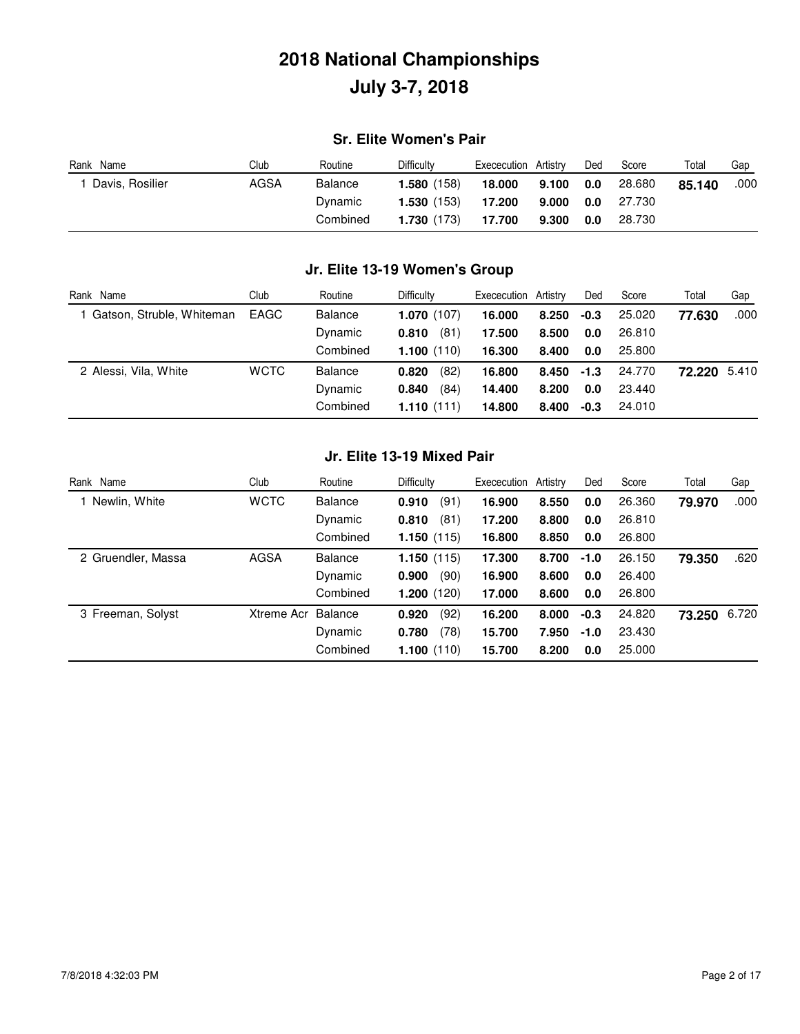# 2018 National Championships
# July 3-7, 2018

### Sr. Elite Women's Pair

| Rank | Name | Club | Routine | Difficulty | | Exececution | Artistry | Ded | Score | Total | Gap |
|---|---|---|---|---|---|---|---|---|---|---|---|
| 1 | Davis, Rosilier | AGSA | Balance | **1.580** | (158) | **18.000** | **9.100** | **0.0** | 28.680 | **85.140** | .000 |
| | | | Dynamic | **1.530** | (153) | **17.200** | **9.000** | **0.0** | 27.730 | | |
| | | | Combined | **1.730** | (173) | **17.700** | **9.300** | **0.0** | 28.730 | | |

### Jr. Elite 13-19 Women's Group

| Rank | Name | Club | Routine | Difficulty | | Exececution | Artistry | Ded | Score | Total | Gap |
|---|---|---|---|---|---|---|---|---|---|---|---|
| 1 | Gatson, Struble, Whiteman | EAGC | Balance | **1.070** | (107) | **16.000** | **8.250** | **-0.3** | 25.020 | **77.630** | .000 |
| | | | Dynamic | **0.810** | (81) | **17.500** | **8.500** | **0.0** | 26.810 | | |
| | | | Combined | **1.100** | (110) | **16.300** | **8.400** | **0.0** | 25.800 | | |
| 2 | Alessi, Vila, White | WCTC | Balance | **0.820** | (82) | **16.800** | **8.450** | **-1.3** | 24.770 | **72.220** | 5.410 |
| | | | Dynamic | **0.840** | (84) | **14.400** | **8.200** | **0.0** | 23.440 | | |
| | | | Combined | **1.110** | (111) | **14.800** | **8.400** | **-0.3** | 24.010 | | |

### Jr. Elite 13-19 Mixed Pair

| Rank | Name | Club | Routine | Difficulty | | Exececution | Artistry | Ded | Score | Total | Gap |
|---|---|---|---|---|---|---|---|---|---|---|---|
| 1 | Newlin, White | WCTC | Balance | **0.910** | (91) | **16.900** | **8.550** | **0.0** | 26.360 | **79.970** | .000 |
| | | | Dynamic | **0.810** | (81) | **17.200** | **8.800** | **0.0** | 26.810 | | |
| | | | Combined | **1.150** | (115) | **16.800** | **8.850** | **0.0** | 26.800 | | |
| 2 | Gruendler, Massa | AGSA | Balance | **1.150** | (115) | **17.300** | **8.700** | **-1.0** | 26.150 | **79.350** | .620 |
| | | | Dynamic | **0.900** | (90) | **16.900** | **8.600** | **0.0** | 26.400 | | |
| | | | Combined | **1.200** | (120) | **17.000** | **8.600** | **0.0** | 26.800 | | |
| 3 | Freeman, Solyst | Xtreme Acr | Balance | **0.920** | (92) | **16.200** | **8.000** | **-0.3** | 24.820 | **73.250** | 6.720 |
| | | | Dynamic | **0.780** | (78) | **15.700** | **7.950** | **-1.0** | 23.430 | | |
| | | | Combined | **1.100** | (110) | **15.700** | **8.200** | **0.0** | 25.000 | | |

7/8/2018 4:32:03 PM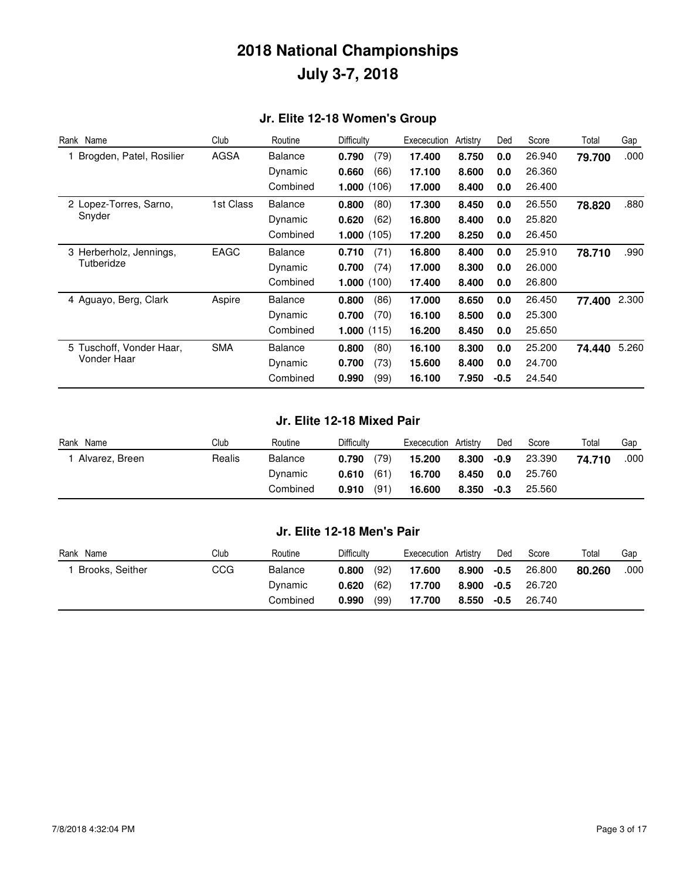# 2018 National Championships

# July 3-7, 2018

## Jr. Elite 12-18 Women's Group

| Rank | Name | Club | Routine | Difficulty | | Exececution | Artistry | Ded | Score | Total | Gap |
|---|---|---|---|---|---|---|---|---|---|---|---|
| 1 | Brogden, Patel, Rosilier | AGSA | Balance | **0.790** | (79) | **17.400** | **8.750** | **0.0** | 26.940 | **79.700** | .000 |
| | | | Dynamic | **0.660** | (66) | **17.100** | **8.600** | **0.0** | 26.360 | | |
| | | | Combined | **1.000** | (106) | **17.000** | **8.400** | **0.0** | 26.400 | | |
| 2 | Lopez-Torres, Sarno, Snyder | 1st Class | Balance | **0.800** | (80) | **17.300** | **8.450** | **0.0** | 26.550 | **78.820** | .880 |
| | | | Dynamic | **0.620** | (62) | **16.800** | **8.400** | **0.0** | 25.820 | | |
| | | | Combined | **1.000** | (105) | **17.200** | **8.250** | **0.0** | 26.450 | | |
| 3 | Herberholz, Jennings, Tutberidze | EAGC | Balance | **0.710** | (71) | **16.800** | **8.400** | **0.0** | 25.910 | **78.710** | .990 |
| | | | Dynamic | **0.700** | (74) | **17.000** | **8.300** | **0.0** | 26.000 | | |
| | | | Combined | **1.000** | (100) | **17.400** | **8.400** | **0.0** | 26.800 | | |
| 4 | Aguayo, Berg, Clark | Aspire | Balance | **0.800** | (86) | **17.000** | **8.650** | **0.0** | 26.450 | **77.400** | 2.300 |
| | | | Dynamic | **0.700** | (70) | **16.100** | **8.500** | **0.0** | 25.300 | | |
| | | | Combined | **1.000** | (115) | **16.200** | **8.450** | **0.0** | 25.650 | | |
| 5 | Tuschoff, Vonder Haar, Vonder Haar | SMA | Balance | **0.800** | (80) | **16.100** | **8.300** | **0.0** | 25.200 | **74.440** | 5.260 |
| | | | Dynamic | **0.700** | (73) | **15.600** | **8.400** | **0.0** | 24.700 | | |
| | | | Combined | **0.990** | (99) | **16.100** | **7.950** | **-0.5** | 24.540 | | |

## Jr. Elite 12-18 Mixed Pair

| Rank | Name | Club | Routine | Difficulty | | Exececution | Artistry | Ded | Score | Total | Gap |
|---|---|---|---|---|---|---|---|---|---|---|---|
| 1 | Alvarez, Breen | Realis | Balance | **0.790** | (79) | **15.200** | **8.300** | **-0.9** | 23.390 | **74.710** | .000 |
| | | | Dynamic | **0.610** | (61) | **16.700** | **8.450** | **0.0** | 25.760 | | |
| | | | Combined | **0.910** | (91) | **16.600** | **8.350** | **-0.3** | 25.560 | | |

## Jr. Elite 12-18 Men's Pair

| Rank | Name | Club | Routine | Difficulty | | Exececution | Artistry | Ded | Score | Total | Gap |
|---|---|---|---|---|---|---|---|---|---|---|---|
| 1 | Brooks, Seither | CCG | Balance | **0.800** | (92) | **17.600** | **8.900** | **-0.5** | 26.800 | **80.260** | .000 |
| | | | Dynamic | **0.620** | (62) | **17.700** | **8.900** | **-0.5** | 26.720 | | |
| | | | Combined | **0.990** | (99) | **17.700** | **8.550** | **-0.5** | 26.740 | | |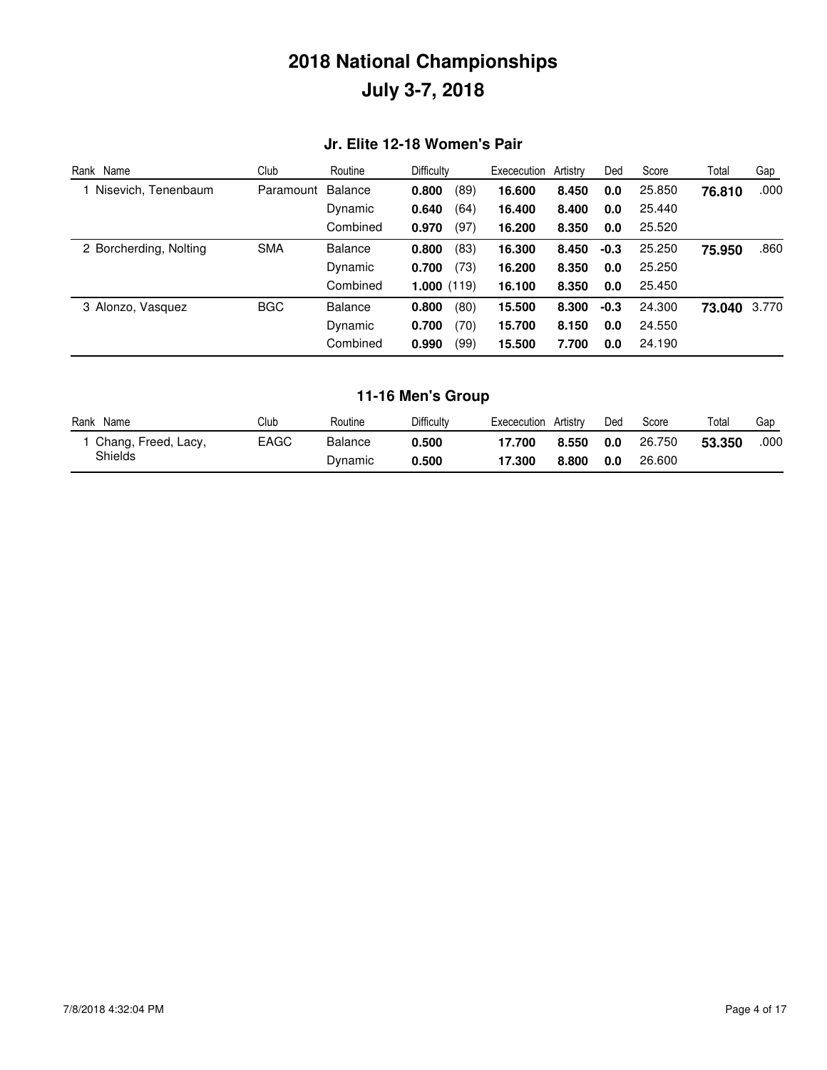# 2018 National Championships
# July 3-7, 2018

## Jr. Elite 12-18 Women's Pair

| Rank | Name | Club | Routine | Difficulty | | Exececution | Artistry | Ded | Score | Total | Gap |
|---|---|---|---|---|---|---|---|---|---|---|---|
| 1 | Nisevich, Tenenbaum | Paramount | Balance | **0.800** | (89) | **16.600** | **8.450** | **0.0** | 25.850 | **76.810** | .000 |
| | | | Dynamic | **0.640** | (64) | **16.400** | **8.400** | **0.0** | 25.440 | | |
| | | | Combined | **0.970** | (97) | **16.200** | **8.350** | **0.0** | 25.520 | | |
| 2 | Borcherding, Nolting | SMA | Balance | **0.800** | (83) | **16.300** | **8.450** | **-0.3** | 25.250 | **75.950** | .860 |
| | | | Dynamic | **0.700** | (73) | **16.200** | **8.350** | **0.0** | 25.250 | | |
| | | | Combined | **1.000** | (119) | **16.100** | **8.350** | **0.0** | 25.450 | | |
| 3 | Alonzo, Vasquez | BGC | Balance | **0.800** | (80) | **15.500** | **8.300** | **-0.3** | 24.300 | **73.040** | 3.770 |
| | | | Dynamic | **0.700** | (70) | **15.700** | **8.150** | **0.0** | 24.550 | | |
| | | | Combined | **0.990** | (99) | **15.500** | **7.700** | **0.0** | 24.190 | | |

## 11-16 Men's Group

| Rank | Name | Club | Routine | Difficulty | Exececution | Artistry | Ded | Score | Total | Gap |
|---|---|---|---|---|---|---|---|---|---|---|
| 1 | Chang, Freed, Lacy, Shields | EAGC | Balance | **0.500** | **17.700** | **8.550** | **0.0** | 26.750 | **53.350** | .000 |
| | | | Dynamic | **0.500** | **17.300** | **8.800** | **0.0** | 26.600 | | |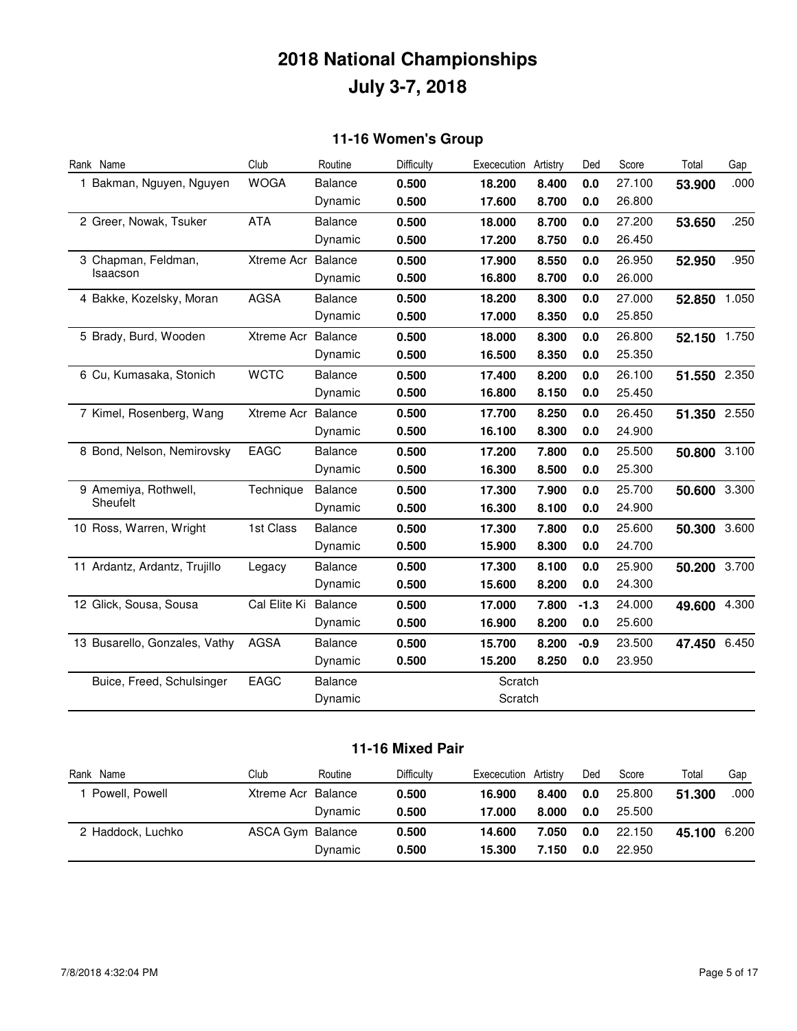# 2018 National Championships

# July 3-7, 2018

## 11-16 Women's Group

| Rank | Name | Club | Routine | Difficulty | Exececution | Artistry | Ded | Score | Total | Gap |
|---|---|---|---|---|---|---|---|---|---|---|
| 1 | Bakman, Nguyen, Nguyen | WOGA | Balance | **0.500** | **18.200** | **8.400** | **0.0** | 27.100 | **53.900** | .000 |
| | | | Dynamic | **0.500** | **17.600** | **8.700** | **0.0** | 26.800 | | |
| 2 | Greer, Nowak, Tsuker | ATA | Balance | **0.500** | **18.000** | **8.700** | **0.0** | 27.200 | **53.650** | .250 |
| | | | Dynamic | **0.500** | **17.200** | **8.750** | **0.0** | 26.450 | | |
| 3 | Chapman, Feldman, Isaacson | Xtreme Acr | Balance | **0.500** | **17.900** | **8.550** | **0.0** | 26.950 | **52.950** | .950 |
| | | | Dynamic | **0.500** | **16.800** | **8.700** | **0.0** | 26.000 | | |
| 4 | Bakke, Kozelsky, Moran | AGSA | Balance | **0.500** | **18.200** | **8.300** | **0.0** | 27.000 | **52.850** | 1.050 |
| | | | Dynamic | **0.500** | **17.000** | **8.350** | **0.0** | 25.850 | | |
| 5 | Brady, Burd, Wooden | Xtreme Acr | Balance | **0.500** | **18.000** | **8.300** | **0.0** | 26.800 | **52.150** | 1.750 |
| | | | Dynamic | **0.500** | **16.500** | **8.350** | **0.0** | 25.350 | | |
| 6 | Cu, Kumasaka, Stonich | WCTC | Balance | **0.500** | **17.400** | **8.200** | **0.0** | 26.100 | **51.550** | 2.350 |
| | | | Dynamic | **0.500** | **16.800** | **8.150** | **0.0** | 25.450 | | |
| 7 | Kimel, Rosenberg, Wang | Xtreme Acr | Balance | **0.500** | **17.700** | **8.250** | **0.0** | 26.450 | **51.350** | 2.550 |
| | | | Dynamic | **0.500** | **16.100** | **8.300** | **0.0** | 24.900 | | |
| 8 | Bond, Nelson, Nemirovsky | EAGC | Balance | **0.500** | **17.200** | **7.800** | **0.0** | 25.500 | **50.800** | 3.100 |
| | | | Dynamic | **0.500** | **16.300** | **8.500** | **0.0** | 25.300 | | |
| 9 | Amemiya, Rothwell, Sheufelt | Technique | Balance | **0.500** | **17.300** | **7.900** | **0.0** | 25.700 | **50.600** | 3.300 |
| | | | Dynamic | **0.500** | **16.300** | **8.100** | **0.0** | 24.900 | | |
| 10 | Ross, Warren, Wright | 1st Class | Balance | **0.500** | **17.300** | **7.800** | **0.0** | 25.600 | **50.300** | 3.600 |
| | | | Dynamic | **0.500** | **15.900** | **8.300** | **0.0** | 24.700 | | |
| 11 | Ardantz, Ardantz, Trujillo | Legacy | Balance | **0.500** | **17.300** | **8.100** | **0.0** | 25.900 | **50.200** | 3.700 |
| | | | Dynamic | **0.500** | **15.600** | **8.200** | **0.0** | 24.300 | | |
| 12 | Glick, Sousa, Sousa | Cal Elite Ki | Balance | **0.500** | **17.000** | **7.800** | **-1.3** | 24.000 | **49.600** | 4.300 |
| | | | Dynamic | **0.500** | **16.900** | **8.200** | **0.0** | 25.600 | | |
| 13 | Busarello, Gonzales, Vathy | AGSA | Balance | **0.500** | **15.700** | **8.200** | **-0.9** | 23.500 | **47.450** | 6.450 |
| | | | Dynamic | **0.500** | **15.200** | **8.250** | **0.0** | 23.950 | | |
| | Buice, Freed, Schulsinger | EAGC | Balance | | Scratch | | | | | |
| | | | Dynamic | | Scratch | | | | | |

## 11-16 Mixed Pair

| Rank | Name | Club | Routine | Difficulty | Exececution | Artistry | Ded | Score | Total | Gap |
|---|---|---|---|---|---|---|---|---|---|---|
| 1 | Powell, Powell | Xtreme Acr | Balance | **0.500** | **16.900** | **8.400** | **0.0** | 25.800 | **51.300** | .000 |
| | | | Dynamic | **0.500** | **17.000** | **8.000** | **0.0** | 25.500 | | |
| 2 | Haddock, Luchko | ASCA Gym | Balance | **0.500** | **14.600** | **7.050** | **0.0** | 22.150 | **45.100** | 6.200 |
| | | | Dynamic | **0.500** | **15.300** | **7.150** | **0.0** | 22.950 | | |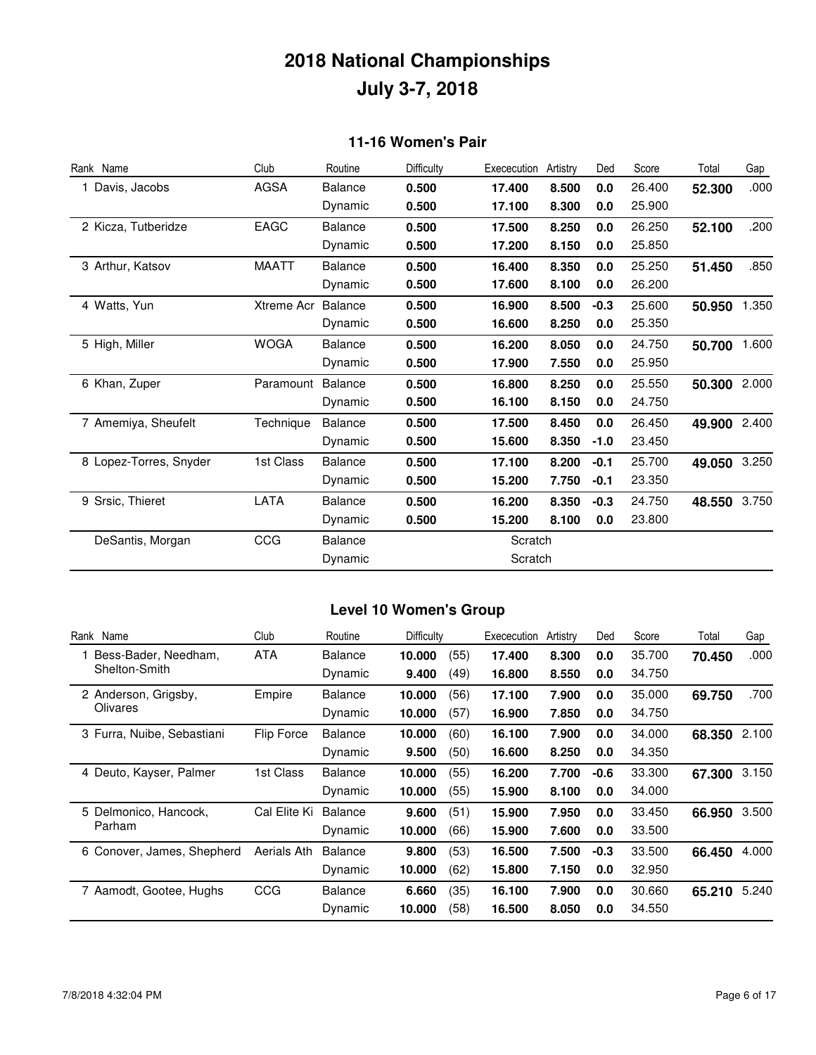# 2018 National Championships
# July 3-7, 2018

## 11-16 Women's Pair

| Rank | Name | Club | Routine | Difficulty | Excecution | Artistry | Ded | Score | Total | Gap |
|---|---|---|---|---|---|---|---|---|---|---|
| 1 | Davis, Jacobs | AGSA | Balance | **0.500** | **17.400** | **8.500** | **0.0** | 26.400 | **52.300** | .000 |
| | | | Dynamic | **0.500** | **17.100** | **8.300** | **0.0** | 25.900 | | |
| 2 | Kicza, Tutberidze | EAGC | Balance | **0.500** | **17.500** | **8.250** | **0.0** | 26.250 | **52.100** | .200 |
| | | | Dynamic | **0.500** | **17.200** | **8.150** | **0.0** | 25.850 | | |
| 3 | Arthur, Katsov | MAATT | Balance | **0.500** | **16.400** | **8.350** | **0.0** | 25.250 | **51.450** | .850 |
| | | | Dynamic | **0.500** | **17.600** | **8.100** | **0.0** | 26.200 | | |
| 4 | Watts, Yun | Xtreme Acr | Balance | **0.500** | **16.900** | **8.500** | **-0.3** | 25.600 | **50.950** | 1.350 |
| | | | Dynamic | **0.500** | **16.600** | **8.250** | **0.0** | 25.350 | | |
| 5 | High, Miller | WOGA | Balance | **0.500** | **16.200** | **8.050** | **0.0** | 24.750 | **50.700** | 1.600 |
| | | | Dynamic | **0.500** | **17.900** | **7.550** | **0.0** | 25.950 | | |
| 6 | Khan, Zuper | Paramount | Balance | **0.500** | **16.800** | **8.250** | **0.0** | 25.550 | **50.300** | 2.000 |
| | | | Dynamic | **0.500** | **16.100** | **8.150** | **0.0** | 24.750 | | |
| 7 | Amemiya, Sheufelt | Technique | Balance | **0.500** | **17.500** | **8.450** | **0.0** | 26.450 | **49.900** | 2.400 |
| | | | Dynamic | **0.500** | **15.600** | **8.350** | **-1.0** | 23.450 | | |
| 8 | Lopez-Torres, Snyder | 1st Class | Balance | **0.500** | **17.100** | **8.200** | **-0.1** | 25.700 | **49.050** | 3.250 |
| | | | Dynamic | **0.500** | **15.200** | **7.750** | **-0.1** | 23.350 | | |
| 9 | Srsic, Thieret | LATA | Balance | **0.500** | **16.200** | **8.350** | **-0.3** | 24.750 | **48.550** | 3.750 |
| | | | Dynamic | **0.500** | **15.200** | **8.100** | **0.0** | 23.800 | | |
| | DeSantis, Morgan | CCG | Balance | | Scratch | | | | | |
| | | | Dynamic | | Scratch | | | | | |

## Level 10 Women's Group

| Rank | Name | Club | Routine | Difficulty | | Excecution | Artistry | Ded | Score | Total | Gap |
|---|---|---|---|---|---|---|---|---|---|---|---|
| 1 | Bess-Bader, Needham, Shelton-Smith | ATA | Balance | **10.000** | (55) | **17.400** | **8.300** | **0.0** | 35.700 | **70.450** | .000 |
| | | | Dynamic | **9.400** | (49) | **16.800** | **8.550** | **0.0** | 34.750 | | |
| 2 | Anderson, Grigsby, Olivares | Empire | Balance | **10.000** | (56) | **17.100** | **7.900** | **0.0** | 35.000 | **69.750** | .700 |
| | | | Dynamic | **10.000** | (57) | **16.900** | **7.850** | **0.0** | 34.750 | | |
| 3 | Furra, Nuibe, Sebastiani | Flip Force | Balance | **10.000** | (60) | **16.100** | **7.900** | **0.0** | 34.000 | **68.350** | 2.100 |
| | | | Dynamic | **9.500** | (50) | **16.600** | **8.250** | **0.0** | 34.350 | | |
| 4 | Deuto, Kayser, Palmer | 1st Class | Balance | **10.000** | (55) | **16.200** | **7.700** | **-0.6** | 33.300 | **67.300** | 3.150 |
| | | | Dynamic | **10.000** | (55) | **15.900** | **8.100** | **0.0** | 34.000 | | |
| 5 | Delmonico, Hancock, Parham | Cal Elite Ki | Balance | **9.600** | (51) | **15.900** | **7.950** | **0.0** | 33.450 | **66.950** | 3.500 |
| | | | Dynamic | **10.000** | (66) | **15.900** | **7.600** | **0.0** | 33.500 | | |
| 6 | Conover, James, Shepherd | Aerials Ath | Balance | **9.800** | (53) | **16.500** | **7.500** | **-0.3** | 33.500 | **66.450** | 4.000 |
| | | | Dynamic | **10.000** | (62) | **15.800** | **7.150** | **0.0** | 32.950 | | |
| 7 | Aamodt, Gootee, Hughs | CCG | Balance | **6.660** | (35) | **16.100** | **7.900** | **0.0** | 30.660 | **65.210** | 5.240 |
| | | | Dynamic | **10.000** | (58) | **16.500** | **8.050** | **0.0** | 34.550 | | |

7/8/2018 4:32:04 PM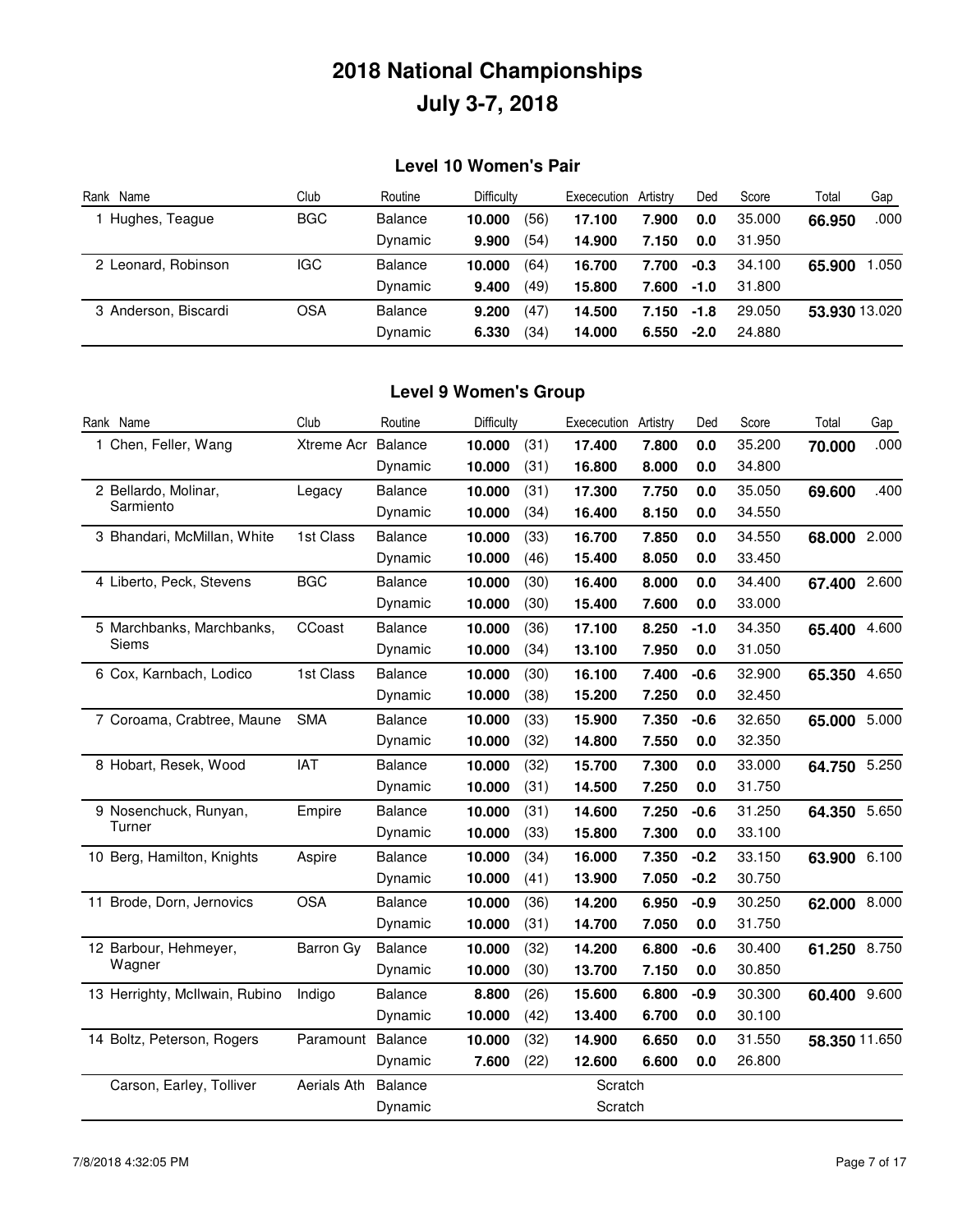# 2018 National Championships

## July 3-7, 2018

### Level 10 Women's Pair

| Rank | Name | Club | Routine | Difficulty | | Exececution | Artistry | Ded | Score | Total | Gap |
|---|---|---|---|---|---|---|---|---|---|---|---|
| 1 | Hughes, Teague | BGC | Balance | **10.000** | (56) | **17.100** | **7.900** | **0.0** | 35.000 | **66.950** | .000 |
| | | | Dynamic | **9.900** | (54) | **14.900** | **7.150** | **0.0** | 31.950 | | |
| 2 | Leonard, Robinson | IGC | Balance | **10.000** | (64) | **16.700** | **7.700** | **-0.3** | 34.100 | **65.900** | 1.050 |
| | | | Dynamic | **9.400** | (49) | **15.800** | **7.600** | **-1.0** | 31.800 | | |
| 3 | Anderson, Biscardi | OSA | Balance | **9.200** | (47) | **14.500** | **7.150** | **-1.8** | 29.050 | **53.930** | 13.020 |
| | | | Dynamic | **6.330** | (34) | **14.000** | **6.550** | **-2.0** | 24.880 | | |

### Level 9 Women's Group

| Rank | Name | Club | Routine | Difficulty | | Exececution | Artistry | Ded | Score | Total | Gap |
|---|---|---|---|---|---|---|---|---|---|---|---|
| 1 | Chen, Feller, Wang | Xtreme Acr | Balance | **10.000** | (31) | **17.400** | **7.800** | **0.0** | 35.200 | **70.000** | .000 |
| | | | Dynamic | **10.000** | (31) | **16.800** | **8.000** | **0.0** | 34.800 | | |
| 2 | Bellardo, Molinar, Sarmiento | Legacy | Balance | **10.000** | (31) | **17.300** | **7.750** | **0.0** | 35.050 | **69.600** | .400 |
| | | | Dynamic | **10.000** | (34) | **16.400** | **8.150** | **0.0** | 34.550 | | |
| 3 | Bhandari, McMillan, White | 1st Class | Balance | **10.000** | (33) | **16.700** | **7.850** | **0.0** | 34.550 | **68.000** | 2.000 |
| | | | Dynamic | **10.000** | (46) | **15.400** | **8.050** | **0.0** | 33.450 | | |
| 4 | Liberto, Peck, Stevens | BGC | Balance | **10.000** | (30) | **16.400** | **8.000** | **0.0** | 34.400 | **67.400** | 2.600 |
| | | | Dynamic | **10.000** | (30) | **15.400** | **7.600** | **0.0** | 33.000 | | |
| 5 | Marchbanks, Marchbanks, Siems | CCoast | Balance | **10.000** | (36) | **17.100** | **8.250** | **-1.0** | 34.350 | **65.400** | 4.600 |
| | | | Dynamic | **10.000** | (34) | **13.100** | **7.950** | **0.0** | 31.050 | | |
| 6 | Cox, Karnbach, Lodico | 1st Class | Balance | **10.000** | (30) | **16.100** | **7.400** | **-0.6** | 32.900 | **65.350** | 4.650 |
| | | | Dynamic | **10.000** | (38) | **15.200** | **7.250** | **0.0** | 32.450 | | |
| 7 | Coroama, Crabtree, Maune | SMA | Balance | **10.000** | (33) | **15.900** | **7.350** | **-0.6** | 32.650 | **65.000** | 5.000 |
| | | | Dynamic | **10.000** | (32) | **14.800** | **7.550** | **0.0** | 32.350 | | |
| 8 | Hobart, Resek, Wood | IAT | Balance | **10.000** | (32) | **15.700** | **7.300** | **0.0** | 33.000 | **64.750** | 5.250 |
| | | | Dynamic | **10.000** | (31) | **14.500** | **7.250** | **0.0** | 31.750 | | |
| 9 | Nosenchuck, Runyan, Turner | Empire | Balance | **10.000** | (31) | **14.600** | **7.250** | **-0.6** | 31.250 | **64.350** | 5.650 |
| | | | Dynamic | **10.000** | (33) | **15.800** | **7.300** | **0.0** | 33.100 | | |
| 10 | Berg, Hamilton, Knights | Aspire | Balance | **10.000** | (34) | **16.000** | **7.350** | **-0.2** | 33.150 | **63.900** | 6.100 |
| | | | Dynamic | **10.000** | (41) | **13.900** | **7.050** | **-0.2** | 30.750 | | |
| 11 | Brode, Dorn, Jernovics | OSA | Balance | **10.000** | (36) | **14.200** | **6.950** | **-0.9** | 30.250 | **62.000** | 8.000 |
| | | | Dynamic | **10.000** | (31) | **14.700** | **7.050** | **0.0** | 31.750 | | |
| 12 | Barbour, Hehmeyer, Wagner | Barron Gy | Balance | **10.000** | (32) | **14.200** | **6.800** | **-0.6** | 30.400 | **61.250** | 8.750 |
| | | | Dynamic | **10.000** | (30) | **13.700** | **7.150** | **0.0** | 30.850 | | |
| 13 | Herrighty, McIlwain, Rubino | Indigo | Balance | **8.800** | (26) | **15.600** | **6.800** | **-0.9** | 30.300 | **60.400** | 9.600 |
| | | | Dynamic | **10.000** | (42) | **13.400** | **6.700** | **0.0** | 30.100 | | |
| 14 | Boltz, Peterson, Rogers | Paramount | Balance | **10.000** | (32) | **14.900** | **6.650** | **0.0** | 31.550 | **58.350** | 11.650 |
| | | | Dynamic | **7.600** | (22) | **12.600** | **6.600** | **0.0** | 26.800 | | |
| | Carson, Earley, Tolliver | Aerials Ath | Balance | | | Scratch | | | | | |
| | | | Dynamic | | | Scratch | | | | | |

7/8/2018 4:32:05 PM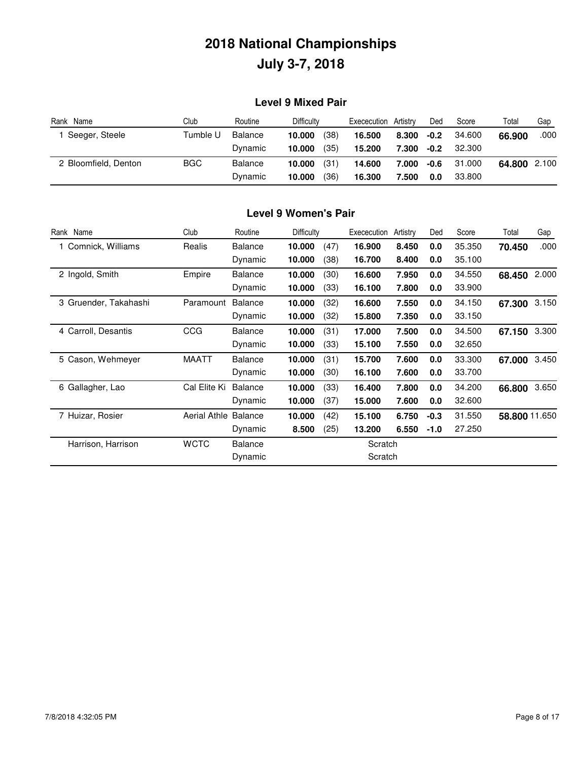# 2018 National Championships
# July 3-7, 2018

### Level 9 Mixed Pair

| Rank | Name | Club | Routine | Difficulty | | Exececution | Artistry | Ded | Score | Total | Gap |
|---|---|---|---|---|---|---|---|---|---|---|---|
| 1 | Seeger, Steele | Tumble U | Balance | **10.000** | (38) | **16.500** | **8.300** | **-0.2** | 34.600 | **66.900** | .000 |
| | | | Dynamic | **10.000** | (35) | **15.200** | **7.300** | **-0.2** | 32.300 | | |
| 2 | Bloomfield, Denton | BGC | Balance | **10.000** | (31) | **14.600** | **7.000** | **-0.6** | 31.000 | **64.800** | 2.100 |
| | | | Dynamic | **10.000** | (36) | **16.300** | **7.500** | **0.0** | 33.800 | | |

### Level 9 Women's Pair

| Rank | Name | Club | Routine | Difficulty | | Exececution | Artistry | Ded | Score | Total | Gap |
|---|---|---|---|---|---|---|---|---|---|---|---|
| 1 | Comnick, Williams | Realis | Balance | **10.000** | (47) | **16.900** | **8.450** | **0.0** | 35.350 | **70.450** | .000 |
| | | | Dynamic | **10.000** | (38) | **16.700** | **8.400** | **0.0** | 35.100 | | |
| 2 | Ingold, Smith | Empire | Balance | **10.000** | (30) | **16.600** | **7.950** | **0.0** | 34.550 | **68.450** | 2.000 |
| | | | Dynamic | **10.000** | (33) | **16.100** | **7.800** | **0.0** | 33.900 | | |
| 3 | Gruender, Takahashi | Paramount | Balance | **10.000** | (32) | **16.600** | **7.550** | **0.0** | 34.150 | **67.300** | 3.150 |
| | | | Dynamic | **10.000** | (32) | **15.800** | **7.350** | **0.0** | 33.150 | | |
| 4 | Carroll, Desantis | CCG | Balance | **10.000** | (31) | **17.000** | **7.500** | **0.0** | 34.500 | **67.150** | 3.300 |
| | | | Dynamic | **10.000** | (33) | **15.100** | **7.550** | **0.0** | 32.650 | | |
| 5 | Cason, Wehmeyer | MAATT | Balance | **10.000** | (31) | **15.700** | **7.600** | **0.0** | 33.300 | **67.000** | 3.450 |
| | | | Dynamic | **10.000** | (30) | **16.100** | **7.600** | **0.0** | 33.700 | | |
| 6 | Gallagher, Lao | Cal Elite Ki | Balance | **10.000** | (33) | **16.400** | **7.800** | **0.0** | 34.200 | **66.800** | 3.650 |
| | | | Dynamic | **10.000** | (37) | **15.000** | **7.600** | **0.0** | 32.600 | | |
| 7 | Huizar, Rosier | Aerial Athle | Balance | **10.000** | (42) | **15.100** | **6.750** | **-0.3** | 31.550 | **58.800** | 11.650 |
| | | | Dynamic | **8.500** | (25) | **13.200** | **6.550** | **-1.0** | 27.250 | | |
| | Harrison, Harrison | WCTC | Balance | | | Scratch | | | | | |
| | | | Dynamic | | | Scratch | | | | | |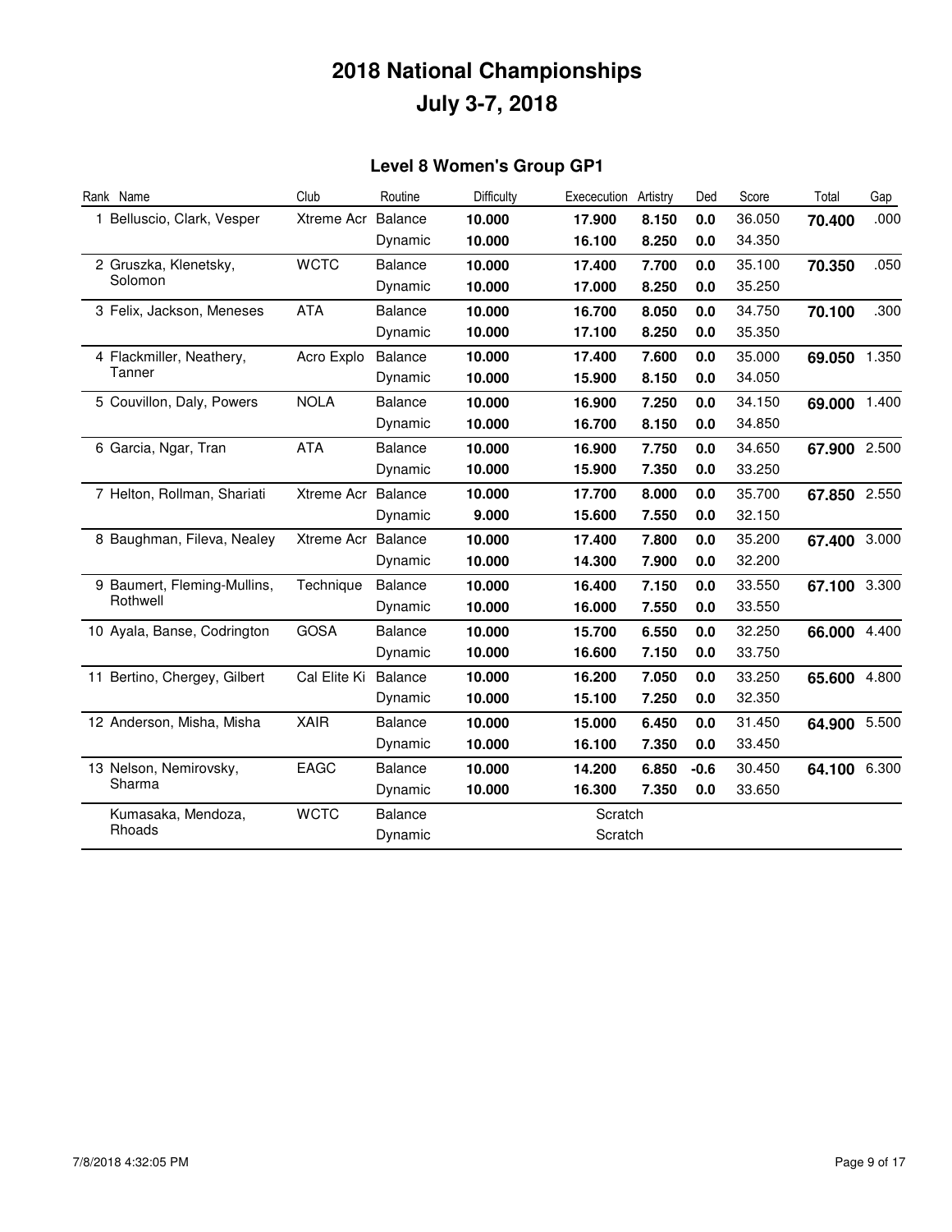# 2018 National Championships

# July 3-7, 2018

## Level 8 Women's Group GP1

| Rank | Name | Club | Routine | Difficulty | Exececution | Artistry | Ded | Score | Total | Gap |
|---|---|---|---|---|---|---|---|---|---|---|
| 1 | Belluscio, Clark, Vesper | Xtreme Acr | Balance | **10.000** | **17.900** | **8.150** | **0.0** | 36.050 | **70.400** | .000 |
| | | | Dynamic | **10.000** | **16.100** | **8.250** | **0.0** | 34.350 | | |
| 2 | Gruszka, Klenetsky, Solomon | WCTC | Balance | **10.000** | **17.400** | **7.700** | **0.0** | 35.100 | **70.350** | .050 |
| | | | Dynamic | **10.000** | **17.000** | **8.250** | **0.0** | 35.250 | | |
| 3 | Felix, Jackson, Meneses | ATA | Balance | **10.000** | **16.700** | **8.050** | **0.0** | 34.750 | **70.100** | .300 |
| | | | Dynamic | **10.000** | **17.100** | **8.250** | **0.0** | 35.350 | | |
| 4 | Flackmiller, Neathery, Tanner | Acro Explo | Balance | **10.000** | **17.400** | **7.600** | **0.0** | 35.000 | **69.050** | 1.350 |
| | | | Dynamic | **10.000** | **15.900** | **8.150** | **0.0** | 34.050 | | |
| 5 | Couvillon, Daly, Powers | NOLA | Balance | **10.000** | **16.900** | **7.250** | **0.0** | 34.150 | **69.000** | 1.400 |
| | | | Dynamic | **10.000** | **16.700** | **8.150** | **0.0** | 34.850 | | |
| 6 | Garcia, Ngar, Tran | ATA | Balance | **10.000** | **16.900** | **7.750** | **0.0** | 34.650 | **67.900** | 2.500 |
| | | | Dynamic | **10.000** | **15.900** | **7.350** | **0.0** | 33.250 | | |
| 7 | Helton, Rollman, Shariati | Xtreme Acr | Balance | **10.000** | **17.700** | **8.000** | **0.0** | 35.700 | **67.850** | 2.550 |
| | | | Dynamic | **9.000** | **15.600** | **7.550** | **0.0** | 32.150 | | |
| 8 | Baughman, Fileva, Nealey | Xtreme Acr | Balance | **10.000** | **17.400** | **7.800** | **0.0** | 35.200 | **67.400** | 3.000 |
| | | | Dynamic | **10.000** | **14.300** | **7.900** | **0.0** | 32.200 | | |
| 9 | Baumert, Fleming-Mullins, Rothwell | Technique | Balance | **10.000** | **16.400** | **7.150** | **0.0** | 33.550 | **67.100** | 3.300 |
| | | | Dynamic | **10.000** | **16.000** | **7.550** | **0.0** | 33.550 | | |
| 10 | Ayala, Banse, Codrington | GOSA | Balance | **10.000** | **15.700** | **6.550** | **0.0** | 32.250 | **66.000** | 4.400 |
| | | | Dynamic | **10.000** | **16.600** | **7.150** | **0.0** | 33.750 | | |
| 11 | Bertino, Chergey, Gilbert | Cal Elite Ki | Balance | **10.000** | **16.200** | **7.050** | **0.0** | 33.250 | **65.600** | 4.800 |
| | | | Dynamic | **10.000** | **15.100** | **7.250** | **0.0** | 32.350 | | |
| 12 | Anderson, Misha, Misha | XAIR | Balance | **10.000** | **15.000** | **6.450** | **0.0** | 31.450 | **64.900** | 5.500 |
| | | | Dynamic | **10.000** | **16.100** | **7.350** | **0.0** | 33.450 | | |
| 13 | Nelson, Nemirovsky, Sharma | EAGC | Balance | **10.000** | **14.200** | **6.850** | **-0.6** | 30.450 | **64.100** | 6.300 |
| | | | Dynamic | **10.000** | **16.300** | **7.350** | **0.0** | 33.650 | | |
| | Kumasaka, Mendoza, Rhoads | WCTC | Balance | | Scratch | | | | | |
| | | | Dynamic | | Scratch | | | | | |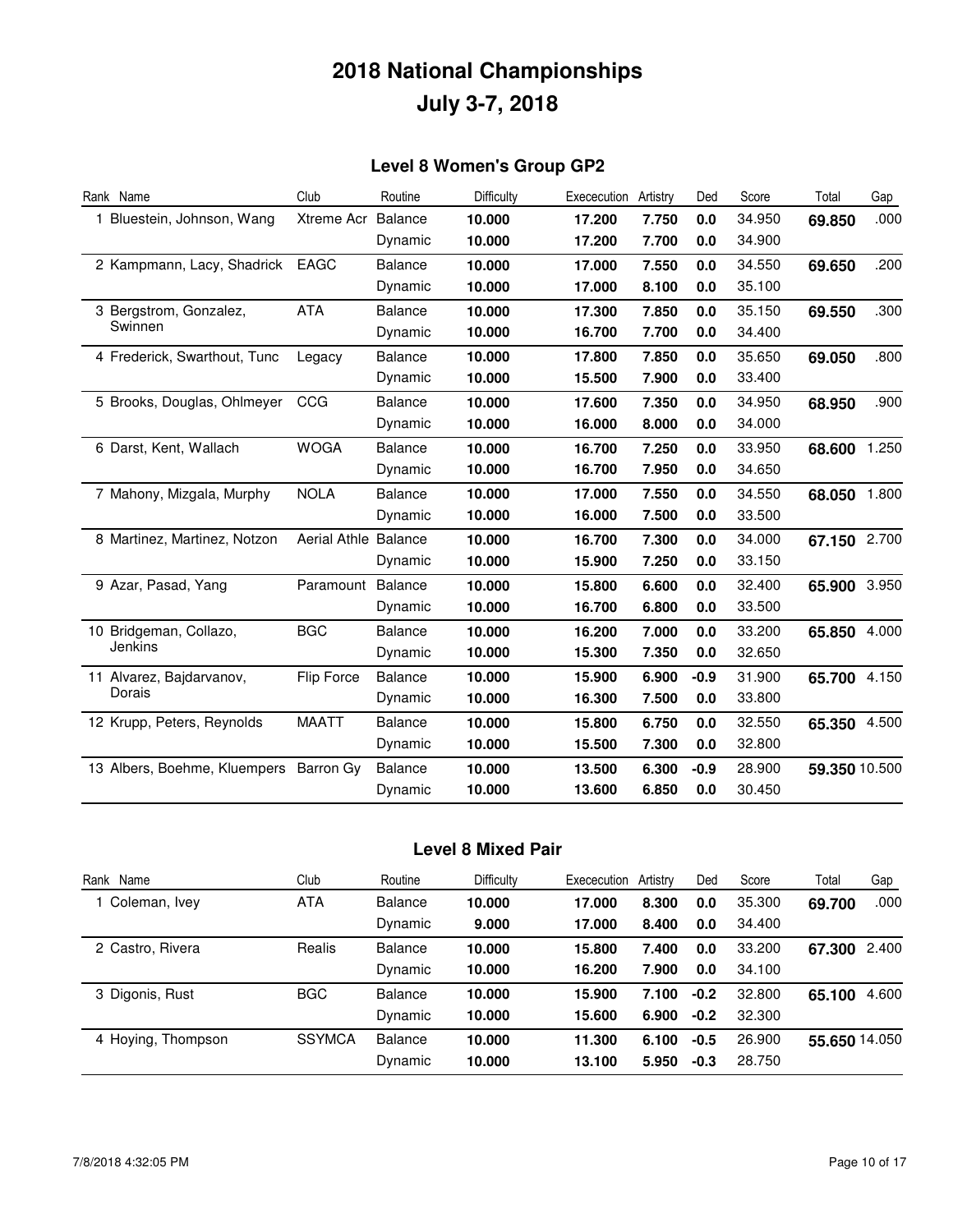# 2018 National Championships

# July 3-7, 2018

## Level 8 Women's Group GP2

| Rank | Name | Club | Routine | Difficulty | Exececution | Artistry | Ded | Score | Total | Gap |
|---|---|---|---|---|---|---|---|---|---|---|
| 1 | Bluestein, Johnson, Wang | Xtreme Acr | Balance | **10.000** | **17.200** | **7.750** | **0.0** | 34.950 | **69.850** | .000 |
| | | | Dynamic | **10.000** | **17.200** | **7.700** | **0.0** | 34.900 | | |
| 2 | Kampmann, Lacy, Shadrick | EAGC | Balance | **10.000** | **17.000** | **7.550** | **0.0** | 34.550 | **69.650** | .200 |
| | | | Dynamic | **10.000** | **17.000** | **8.100** | **0.0** | 35.100 | | |
| 3 | Bergstrom, Gonzalez, Swinnen | ATA | Balance | **10.000** | **17.300** | **7.850** | **0.0** | 35.150 | **69.550** | .300 |
| | | | Dynamic | **10.000** | **16.700** | **7.700** | **0.0** | 34.400 | | |
| 4 | Frederick, Swarthout, Tunc | Legacy | Balance | **10.000** | **17.800** | **7.850** | **0.0** | 35.650 | **69.050** | .800 |
| | | | Dynamic | **10.000** | **15.500** | **7.900** | **0.0** | 33.400 | | |
| 5 | Brooks, Douglas, Ohlmeyer | CCG | Balance | **10.000** | **17.600** | **7.350** | **0.0** | 34.950 | **68.950** | .900 |
| | | | Dynamic | **10.000** | **16.000** | **8.000** | **0.0** | 34.000 | | |
| 6 | Darst, Kent, Wallach | WOGA | Balance | **10.000** | **16.700** | **7.250** | **0.0** | 33.950 | **68.600** | 1.250 |
| | | | Dynamic | **10.000** | **16.700** | **7.950** | **0.0** | 34.650 | | |
| 7 | Mahony, Mizgala, Murphy | NOLA | Balance | **10.000** | **17.000** | **7.550** | **0.0** | 34.550 | **68.050** | 1.800 |
| | | | Dynamic | **10.000** | **16.000** | **7.500** | **0.0** | 33.500 | | |
| 8 | Martinez, Martinez, Notzon | Aerial Athle | Balance | **10.000** | **16.700** | **7.300** | **0.0** | 34.000 | **67.150** | 2.700 |
| | | | Dynamic | **10.000** | **15.900** | **7.250** | **0.0** | 33.150 | | |
| 9 | Azar, Pasad, Yang | Paramount | Balance | **10.000** | **15.800** | **6.600** | **0.0** | 32.400 | **65.900** | 3.950 |
| | | | Dynamic | **10.000** | **16.700** | **6.800** | **0.0** | 33.500 | | |
| 10 | Bridgeman, Collazo, Jenkins | BGC | Balance | **10.000** | **16.200** | **7.000** | **0.0** | 33.200 | **65.850** | 4.000 |
| | | | Dynamic | **10.000** | **15.300** | **7.350** | **0.0** | 32.650 | | |
| 11 | Alvarez, Bajdarvanov, Dorais | Flip Force | Balance | **10.000** | **15.900** | **6.900** | **-0.9** | 31.900 | **65.700** | 4.150 |
| | | | Dynamic | **10.000** | **16.300** | **7.500** | **0.0** | 33.800 | | |
| 12 | Krupp, Peters, Reynolds | MAATT | Balance | **10.000** | **15.800** | **6.750** | **0.0** | 32.550 | **65.350** | 4.500 |
| | | | Dynamic | **10.000** | **15.500** | **7.300** | **0.0** | 32.800 | | |
| 13 | Albers, Boehme, Kluempers | Barron Gy | Balance | **10.000** | **13.500** | **6.300** | **-0.9** | 28.900 | **59.350** | 10.500 |
| | | | Dynamic | **10.000** | **13.600** | **6.850** | **0.0** | 30.450 | | |

## Level 8 Mixed Pair

| Rank | Name | Club | Routine | Difficulty | Exececution | Artistry | Ded | Score | Total | Gap |
|---|---|---|---|---|---|---|---|---|---|---|
| 1 | Coleman, Ivey | ATA | Balance | **10.000** | **17.000** | **8.300** | **0.0** | 35.300 | **69.700** | .000 |
| | | | Dynamic | **9.000** | **17.000** | **8.400** | **0.0** | 34.400 | | |
| 2 | Castro, Rivera | Realis | Balance | **10.000** | **15.800** | **7.400** | **0.0** | 33.200 | **67.300** | 2.400 |
| | | | Dynamic | **10.000** | **16.200** | **7.900** | **0.0** | 34.100 | | |
| 3 | Digonis, Rust | BGC | Balance | **10.000** | **15.900** | **7.100** | **-0.2** | 32.800 | **65.100** | 4.600 |
| | | | Dynamic | **10.000** | **15.600** | **6.900** | **-0.2** | 32.300 | | |
| 4 | Hoying, Thompson | SSYMCA | Balance | **10.000** | **11.300** | **6.100** | **-0.5** | 26.900 | **55.650** | 14.050 |
| | | | Dynamic | **10.000** | **13.100** | **5.950** | **-0.3** | 28.750 | | |

7/8/2018 4:32:05 PM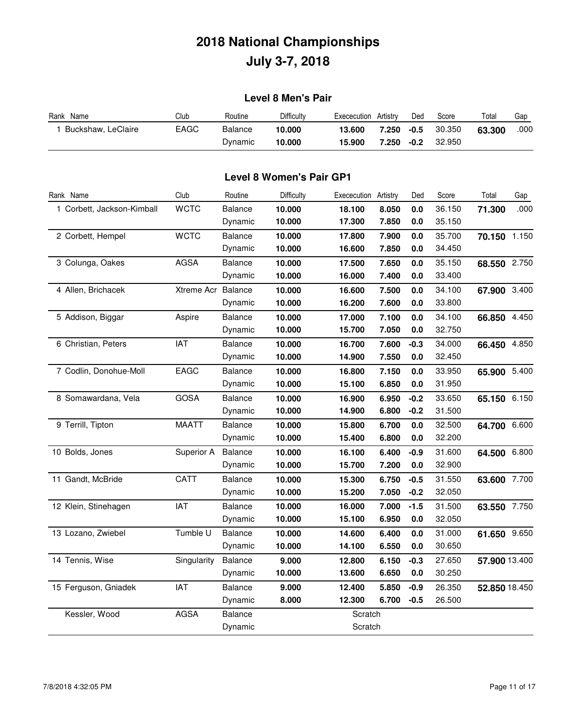# 2018 National Championships
# July 3-7, 2018

## Level 8 Men's Pair

| Rank | Name | Club | Routine | Difficulty | Exececution | Artistry | Ded | Score | Total | Gap |
|---|---|---|---|---|---|---|---|---|---|---|
| 1 | Buckshaw, LeClaire | EAGC | Balance | **10.000** | **13.600** | **7.250** | **-0.5** | 30.350 | **63.300** | .000 |
| | | | Dynamic | **10.000** | **15.900** | **7.250** | **-0.2** | 32.950 | | |

## Level 8 Women's Pair GP1

| Rank | Name | Club | Routine | Difficulty | Exececution | Artistry | Ded | Score | Total | Gap |
|---|---|---|---|---|---|---|---|---|---|---|
| 1 | Corbett, Jackson-Kimball | WCTC | Balance | **10.000** | **18.100** | **8.050** | **0.0** | 36.150 | **71.300** | .000 |
| | | | Dynamic | **10.000** | **17.300** | **7.850** | **0.0** | 35.150 | | |
| 2 | Corbett, Hempel | WCTC | Balance | **10.000** | **17.800** | **7.900** | **0.0** | 35.700 | **70.150** | 1.150 |
| | | | Dynamic | **10.000** | **16.600** | **7.850** | **0.0** | 34.450 | | |
| 3 | Colunga, Oakes | AGSA | Balance | **10.000** | **17.500** | **7.650** | **0.0** | 35.150 | **68.550** | 2.750 |
| | | | Dynamic | **10.000** | **16.000** | **7.400** | **0.0** | 33.400 | | |
| 4 | Allen, Brichacek | Xtreme Acr | Balance | **10.000** | **16.600** | **7.500** | **0.0** | 34.100 | **67.900** | 3.400 |
| | | | Dynamic | **10.000** | **16.200** | **7.600** | **0.0** | 33.800 | | |
| 5 | Addison, Biggar | Aspire | Balance | **10.000** | **17.000** | **7.100** | **0.0** | 34.100 | **66.850** | 4.450 |
| | | | Dynamic | **10.000** | **15.700** | **7.050** | **0.0** | 32.750 | | |
| 6 | Christian, Peters | IAT | Balance | **10.000** | **16.700** | **7.600** | **-0.3** | 34.000 | **66.450** | 4.850 |
| | | | Dynamic | **10.000** | **14.900** | **7.550** | **0.0** | 32.450 | | |
| 7 | Codlin, Donohue-Moll | EAGC | Balance | **10.000** | **16.800** | **7.150** | **0.0** | 33.950 | **65.900** | 5.400 |
| | | | Dynamic | **10.000** | **15.100** | **6.850** | **0.0** | 31.950 | | |
| 8 | Somawardana, Vela | GOSA | Balance | **10.000** | **16.900** | **6.950** | **-0.2** | 33.650 | **65.150** | 6.150 |
| | | | Dynamic | **10.000** | **14.900** | **6.800** | **-0.2** | 31.500 | | |
| 9 | Terrill, Tipton | MAATT | Balance | **10.000** | **15.800** | **6.700** | **0.0** | 32.500 | **64.700** | 6.600 |
| | | | Dynamic | **10.000** | **15.400** | **6.800** | **0.0** | 32.200 | | |
| 10 | Bolds, Jones | Superior A | Balance | **10.000** | **16.100** | **6.400** | **-0.9** | 31.600 | **64.500** | 6.800 |
| | | | Dynamic | **10.000** | **15.700** | **7.200** | **0.0** | 32.900 | | |
| 11 | Gandt, McBride | CATT | Balance | **10.000** | **15.300** | **6.750** | **-0.5** | 31.550 | **63.600** | 7.700 |
| | | | Dynamic | **10.000** | **15.200** | **7.050** | **-0.2** | 32.050 | | |
| 12 | Klein, Stinehagen | IAT | Balance | **10.000** | **16.000** | **7.000** | **-1.5** | 31.500 | **63.550** | 7.750 |
| | | | Dynamic | **10.000** | **15.100** | **6.950** | **0.0** | 32.050 | | |
| 13 | Lozano, Zwiebel | Tumble U | Balance | **10.000** | **14.600** | **6.400** | **0.0** | 31.000 | **61.650** | 9.650 |
| | | | Dynamic | **10.000** | **14.100** | **6.550** | **0.0** | 30.650 | | |
| 14 | Tennis, Wise | Singularity | Balance | **9.000** | **12.800** | **6.150** | **-0.3** | 27.650 | **57.900** | 13.400 |
| | | | Dynamic | **10.000** | **13.600** | **6.650** | **0.0** | 30.250 | | |
| 15 | Ferguson, Gniadek | IAT | Balance | **9.000** | **12.400** | **5.850** | **-0.9** | 26.350 | **52.850** | 18.450 |
| | | | Dynamic | **8.000** | **12.300** | **6.700** | **-0.5** | 26.500 | | |
| | Kessler, Wood | AGSA | Balance | | Scratch | | | | | |
| | | | Dynamic | | Scratch | | | | | |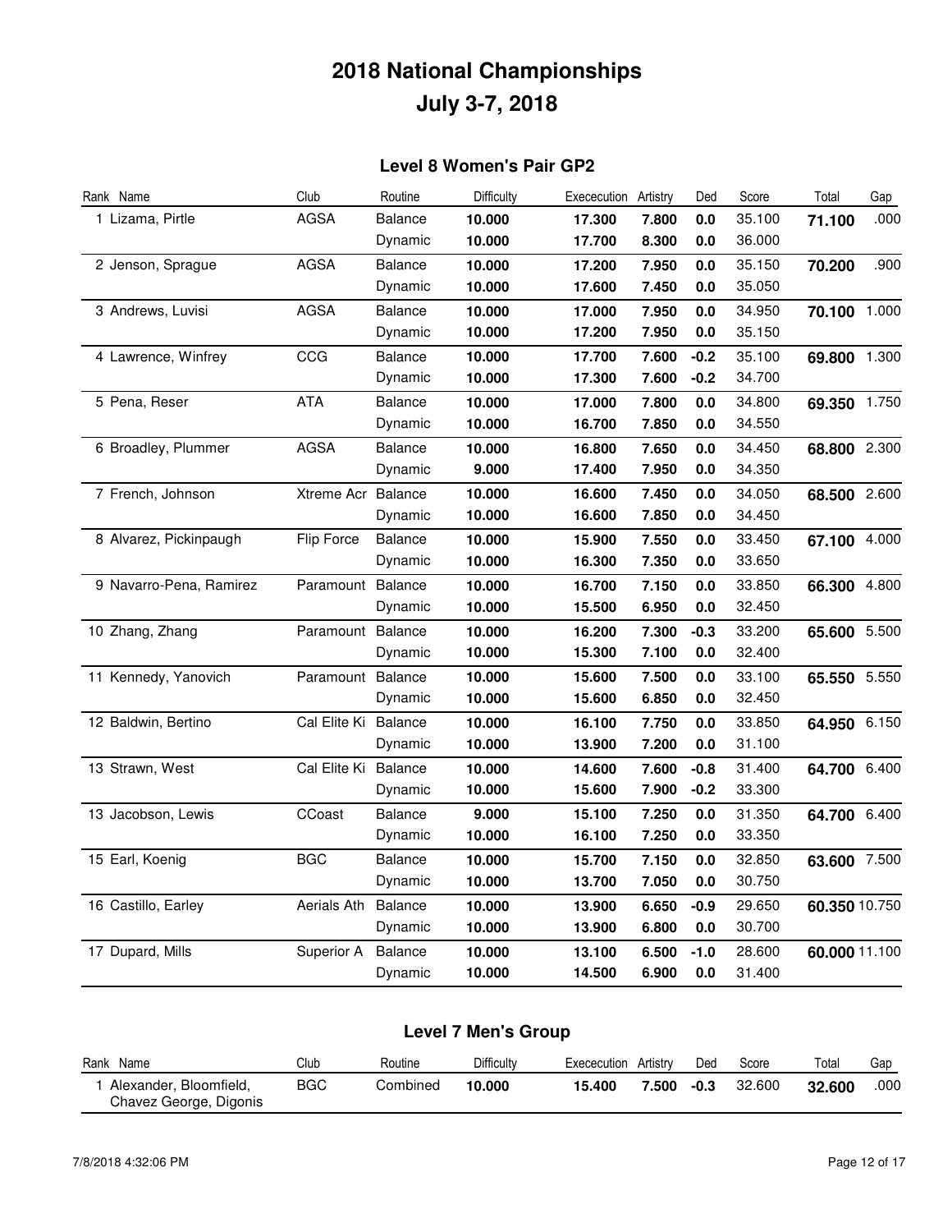# 2018 National Championships

# July 3-7, 2018

## Level 8 Women's Pair GP2

| Rank | Name | Club | Routine | Difficulty | Exececution | Artistry | Ded | Score | Total | Gap |
|---|---|---|---|---|---|---|---|---|---|---|
| 1 | Lizama, Pirtle | AGSA | Balance | **10.000** | **17.300** | **7.800** | **0.0** | 35.100 | **71.100** | .000 |
| | | | Dynamic | **10.000** | **17.700** | **8.300** | **0.0** | 36.000 | | |
| 2 | Jenson, Sprague | AGSA | Balance | **10.000** | **17.200** | **7.950** | **0.0** | 35.150 | **70.200** | .900 |
| | | | Dynamic | **10.000** | **17.600** | **7.450** | **0.0** | 35.050 | | |
| 3 | Andrews, Luvisi | AGSA | Balance | **10.000** | **17.000** | **7.950** | **0.0** | 34.950 | **70.100** | 1.000 |
| | | | Dynamic | **10.000** | **17.200** | **7.950** | **0.0** | 35.150 | | |
| 4 | Lawrence, Winfrey | CCG | Balance | **10.000** | **17.700** | **7.600** | **-0.2** | 35.100 | **69.800** | 1.300 |
| | | | Dynamic | **10.000** | **17.300** | **7.600** | **-0.2** | 34.700 | | |
| 5 | Pena, Reser | ATA | Balance | **10.000** | **17.000** | **7.800** | **0.0** | 34.800 | **69.350** | 1.750 |
| | | | Dynamic | **10.000** | **16.700** | **7.850** | **0.0** | 34.550 | | |
| 6 | Broadley, Plummer | AGSA | Balance | **10.000** | **16.800** | **7.650** | **0.0** | 34.450 | **68.800** | 2.300 |
| | | | Dynamic | **9.000** | **17.400** | **7.950** | **0.0** | 34.350 | | |
| 7 | French, Johnson | Xtreme Acr | Balance | **10.000** | **16.600** | **7.450** | **0.0** | 34.050 | **68.500** | 2.600 |
| | | | Dynamic | **10.000** | **16.600** | **7.850** | **0.0** | 34.450 | | |
| 8 | Alvarez, Pickinpaugh | Flip Force | Balance | **10.000** | **15.900** | **7.550** | **0.0** | 33.450 | **67.100** | 4.000 |
| | | | Dynamic | **10.000** | **16.300** | **7.350** | **0.0** | 33.650 | | |
| 9 | Navarro-Pena, Ramirez | Paramount | Balance | **10.000** | **16.700** | **7.150** | **0.0** | 33.850 | **66.300** | 4.800 |
| | | | Dynamic | **10.000** | **15.500** | **6.950** | **0.0** | 32.450 | | |
| 10 | Zhang, Zhang | Paramount | Balance | **10.000** | **16.200** | **7.300** | **-0.3** | 33.200 | **65.600** | 5.500 |
| | | | Dynamic | **10.000** | **15.300** | **7.100** | **0.0** | 32.400 | | |
| 11 | Kennedy, Yanovich | Paramount | Balance | **10.000** | **15.600** | **7.500** | **0.0** | 33.100 | **65.550** | 5.550 |
| | | | Dynamic | **10.000** | **15.600** | **6.850** | **0.0** | 32.450 | | |
| 12 | Baldwin, Bertino | Cal Elite Ki | Balance | **10.000** | **16.100** | **7.750** | **0.0** | 33.850 | **64.950** | 6.150 |
| | | | Dynamic | **10.000** | **13.900** | **7.200** | **0.0** | 31.100 | | |
| 13 | Strawn, West | Cal Elite Ki | Balance | **10.000** | **14.600** | **7.600** | **-0.8** | 31.400 | **64.700** | 6.400 |
| | | | Dynamic | **10.000** | **15.600** | **7.900** | **-0.2** | 33.300 | | |
| 13 | Jacobson, Lewis | CCoast | Balance | **9.000** | **15.100** | **7.250** | **0.0** | 31.350 | **64.700** | 6.400 |
| | | | Dynamic | **10.000** | **16.100** | **7.250** | **0.0** | 33.350 | | |
| 15 | Earl, Koenig | BGC | Balance | **10.000** | **15.700** | **7.150** | **0.0** | 32.850 | **63.600** | 7.500 |
| | | | Dynamic | **10.000** | **13.700** | **7.050** | **0.0** | 30.750 | | |
| 16 | Castillo, Earley | Aerials Ath | Balance | **10.000** | **13.900** | **6.650** | **-0.9** | 29.650 | **60.350** | 10.750 |
| | | | Dynamic | **10.000** | **13.900** | **6.800** | **0.0** | 30.700 | | |
| 17 | Dupard, Mills | Superior A | Balance | **10.000** | **13.100** | **6.500** | **-1.0** | 28.600 | **60.000** | 11.100 |
| | | | Dynamic | **10.000** | **14.500** | **6.900** | **0.0** | 31.400 | | |

## Level 7 Men's Group

| Rank | Name | Club | Routine | Difficulty | Exececution | Artistry | Ded | Score | Total | Gap |
|---|---|---|---|---|---|---|---|---|---|---|
| 1 | Alexander, Bloomfield, Chavez George, Digonis | BGC | Combined | **10.000** | **15.400** | **7.500** | **-0.3** | 32.600 | **32.600** | .000 |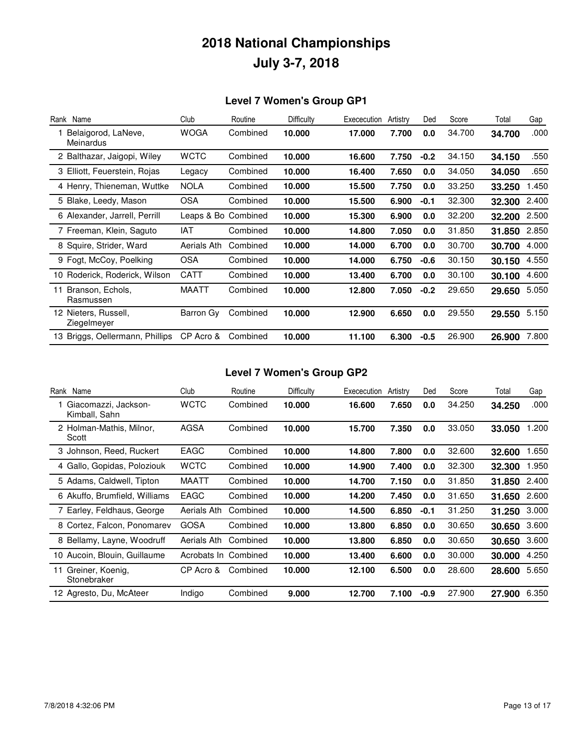# 2018 National Championships

# July 3-7, 2018

## Level 7 Women's Group GP1

| Rank | Name | Club | Routine | Difficulty | Exececution | Artistry | Ded | Score | Total | Gap |
|---|---|---|---|---|---|---|---|---|---|---|
| 1 | Belaigorod, LaNeve, Meinardus | WOGA | Combined | **10.000** | **17.000** | **7.700** | **0.0** | 34.700 | **34.700** | .000 |
| 2 | Balthazar, Jaigopi, Wiley | WCTC | Combined | **10.000** | **16.600** | **7.750** | **-0.2** | 34.150 | **34.150** | .550 |
| 3 | Elliott, Feuerstein, Rojas | Legacy | Combined | **10.000** | **16.400** | **7.650** | **0.0** | 34.050 | **34.050** | .650 |
| 4 | Henry, Thieneman, Wuttke | NOLA | Combined | **10.000** | **15.500** | **7.750** | **0.0** | 33.250 | **33.250** | 1.450 |
| 5 | Blake, Leedy, Mason | OSA | Combined | **10.000** | **15.500** | **6.900** | **-0.1** | 32.300 | **32.300** | 2.400 |
| 6 | Alexander, Jarrell, Perrill | Leaps & Bo | Combined | **10.000** | **15.300** | **6.900** | **0.0** | 32.200 | **32.200** | 2.500 |
| 7 | Freeman, Klein, Saguto | IAT | Combined | **10.000** | **14.800** | **7.050** | **0.0** | 31.850 | **31.850** | 2.850 |
| 8 | Squire, Strider, Ward | Aerials Ath | Combined | **10.000** | **14.000** | **6.700** | **0.0** | 30.700 | **30.700** | 4.000 |
| 9 | Fogt, McCoy, Poelking | OSA | Combined | **10.000** | **14.000** | **6.750** | **-0.6** | 30.150 | **30.150** | 4.550 |
| 10 | Roderick, Roderick, Wilson | CATT | Combined | **10.000** | **13.400** | **6.700** | **0.0** | 30.100 | **30.100** | 4.600 |
| 11 | Branson, Echols, Rasmussen | MAATT | Combined | **10.000** | **12.800** | **7.050** | **-0.2** | 29.650 | **29.650** | 5.050 |
| 12 | Nieters, Russell, Ziegelmeyer | Barron Gy | Combined | **10.000** | **12.900** | **6.650** | **0.0** | 29.550 | **29.550** | 5.150 |
| 13 | Briggs, Oellermann, Phillips | CP Acro & | Combined | **10.000** | **11.100** | **6.300** | **-0.5** | 26.900 | **26.900** | 7.800 |

## Level 7 Women's Group GP2

| Rank | Name | Club | Routine | Difficulty | Exececution | Artistry | Ded | Score | Total | Gap |
|---|---|---|---|---|---|---|---|---|---|---|
| 1 | Giacomazzi, Jackson-Kimball, Sahn | WCTC | Combined | **10.000** | **16.600** | **7.650** | **0.0** | 34.250 | **34.250** | .000 |
| 2 | Holman-Mathis, Milnor, Scott | AGSA | Combined | **10.000** | **15.700** | **7.350** | **0.0** | 33.050 | **33.050** | 1.200 |
| 3 | Johnson, Reed, Ruckert | EAGC | Combined | **10.000** | **14.800** | **7.800** | **0.0** | 32.600 | **32.600** | 1.650 |
| 4 | Gallo, Gopidas, Poloziouk | WCTC | Combined | **10.000** | **14.900** | **7.400** | **0.0** | 32.300 | **32.300** | 1.950 |
| 5 | Adams, Caldwell, Tipton | MAATT | Combined | **10.000** | **14.700** | **7.150** | **0.0** | 31.850 | **31.850** | 2.400 |
| 6 | Akuffo, Brumfield, Williams | EAGC | Combined | **10.000** | **14.200** | **7.450** | **0.0** | 31.650 | **31.650** | 2.600 |
| 7 | Earley, Feldhaus, George | Aerials Ath | Combined | **10.000** | **14.500** | **6.850** | **-0.1** | 31.250 | **31.250** | 3.000 |
| 8 | Cortez, Falcon, Ponomarev | GOSA | Combined | **10.000** | **13.800** | **6.850** | **0.0** | 30.650 | **30.650** | 3.600 |
| 8 | Bellamy, Layne, Woodruff | Aerials Ath | Combined | **10.000** | **13.800** | **6.850** | **0.0** | 30.650 | **30.650** | 3.600 |
| 10 | Aucoin, Blouin, Guillaume | Acrobats In | Combined | **10.000** | **13.400** | **6.600** | **0.0** | 30.000 | **30.000** | 4.250 |
| 11 | Greiner, Koenig, Stonebraker | CP Acro & | Combined | **10.000** | **12.100** | **6.500** | **0.0** | 28.600 | **28.600** | 5.650 |
| 12 | Agresto, Du, McAteer | Indigo | Combined | **9.000** | **12.700** | **7.100** | **-0.9** | 27.900 | **27.900** | 6.350 |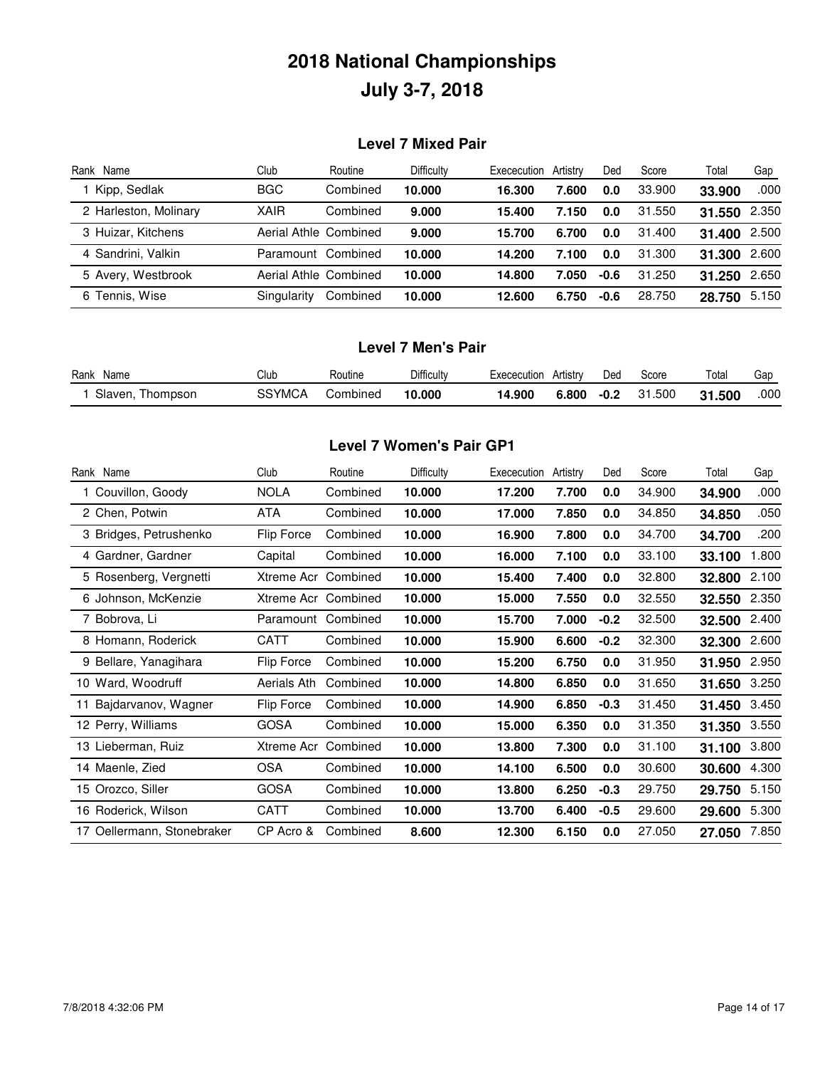# 2018 National Championships

# July 3-7, 2018

### Level 7 Mixed Pair

| Rank | Name | Club | Routine | Difficulty | Exececution | Artistry | Ded | Score | Total | Gap |
|---|---|---|---|---|---|---|---|---|---|---|
| 1 | Kipp, Sedlak | BGC | Combined | **10.000** | **16.300** | **7.600** | **0.0** | 33.900 | **33.900** | .000 |
| 2 | Harleston, Molinary | XAIR | Combined | **9.000** | **15.400** | **7.150** | **0.0** | 31.550 | **31.550** | 2.350 |
| 3 | Huizar, Kitchens | Aerial Athle | Combined | **9.000** | **15.700** | **6.700** | **0.0** | 31.400 | **31.400** | 2.500 |
| 4 | Sandrini, Valkin | Paramount | Combined | **10.000** | **14.200** | **7.100** | **0.0** | 31.300 | **31.300** | 2.600 |
| 5 | Avery, Westbrook | Aerial Athle | Combined | **10.000** | **14.800** | **7.050** | **-0.6** | 31.250 | **31.250** | 2.650 |
| 6 | Tennis, Wise | Singularity | Combined | **10.000** | **12.600** | **6.750** | **-0.6** | 28.750 | **28.750** | 5.150 |

### Level 7 Men's Pair

| Rank | Name | Club | Routine | Difficulty | Exececution | Artistry | Ded | Score | Total | Gap |
|---|---|---|---|---|---|---|---|---|---|---|
| 1 | Slaven, Thompson | SSYMCA | Combined | **10.000** | **14.900** | **6.800** | **-0.2** | 31.500 | **31.500** | .000 |

### Level 7 Women's Pair GP1

| Rank | Name | Club | Routine | Difficulty | Exececution | Artistry | Ded | Score | Total | Gap |
|---|---|---|---|---|---|---|---|---|---|---|
| 1 | Couvillon, Goody | NOLA | Combined | **10.000** | **17.200** | **7.700** | **0.0** | 34.900 | **34.900** | .000 |
| 2 | Chen, Potwin | ATA | Combined | **10.000** | **17.000** | **7.850** | **0.0** | 34.850 | **34.850** | .050 |
| 3 | Bridges, Petrushenko | Flip Force | Combined | **10.000** | **16.900** | **7.800** | **0.0** | 34.700 | **34.700** | .200 |
| 4 | Gardner, Gardner | Capital | Combined | **10.000** | **16.000** | **7.100** | **0.0** | 33.100 | **33.100** | 1.800 |
| 5 | Rosenberg, Vergnetti | Xtreme Acr | Combined | **10.000** | **15.400** | **7.400** | **0.0** | 32.800 | **32.800** | 2.100 |
| 6 | Johnson, McKenzie | Xtreme Acr | Combined | **10.000** | **15.000** | **7.550** | **0.0** | 32.550 | **32.550** | 2.350 |
| 7 | Bobrova, Li | Paramount | Combined | **10.000** | **15.700** | **7.000** | **-0.2** | 32.500 | **32.500** | 2.400 |
| 8 | Homann, Roderick | CATT | Combined | **10.000** | **15.900** | **6.600** | **-0.2** | 32.300 | **32.300** | 2.600 |
| 9 | Bellare, Yanagihara | Flip Force | Combined | **10.000** | **15.200** | **6.750** | **0.0** | 31.950 | **31.950** | 2.950 |
| 10 | Ward, Woodruff | Aerials Ath | Combined | **10.000** | **14.800** | **6.850** | **0.0** | 31.650 | **31.650** | 3.250 |
| 11 | Bajdarvanov, Wagner | Flip Force | Combined | **10.000** | **14.900** | **6.850** | **-0.3** | 31.450 | **31.450** | 3.450 |
| 12 | Perry, Williams | GOSA | Combined | **10.000** | **15.000** | **6.350** | **0.0** | 31.350 | **31.350** | 3.550 |
| 13 | Lieberman, Ruiz | Xtreme Acr | Combined | **10.000** | **13.800** | **7.300** | **0.0** | 31.100 | **31.100** | 3.800 |
| 14 | Maenle, Zied | OSA | Combined | **10.000** | **14.100** | **6.500** | **0.0** | 30.600 | **30.600** | 4.300 |
| 15 | Orozco, Siller | GOSA | Combined | **10.000** | **13.800** | **6.250** | **-0.3** | 29.750 | **29.750** | 5.150 |
| 16 | Roderick, Wilson | CATT | Combined | **10.000** | **13.700** | **6.400** | **-0.5** | 29.600 | **29.600** | 5.300 |
| 17 | Oellermann, Stonebraker | CP Acro & | Combined | **8.600** | **12.300** | **6.150** | **0.0** | 27.050 | **27.050** | 7.850 |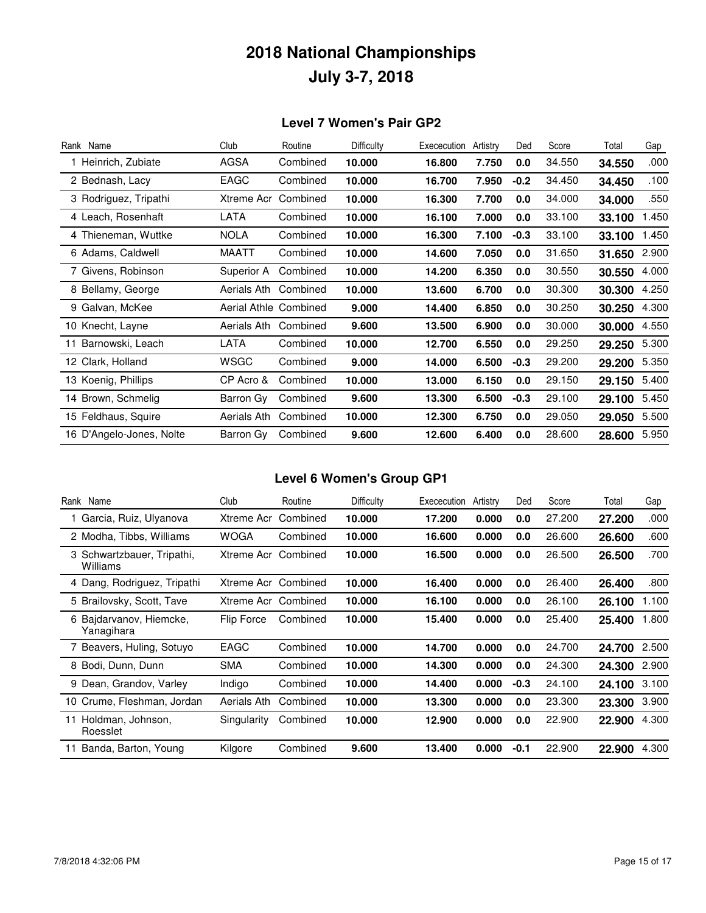# 2018 National Championships

# July 3-7, 2018

## Level 7 Women's Pair GP2

| Rank | Name | Club | Routine | Difficulty | Exececution | Artistry | Ded | Score | Total | Gap |
|---|---|---|---|---|---|---|---|---|---|---|
| 1 | Heinrich, Zubiate | AGSA | Combined | **10.000** | **16.800** | **7.750** | **0.0** | 34.550 | **34.550** | .000 |
| 2 | Bednash, Lacy | EAGC | Combined | **10.000** | **16.700** | **7.950** | **-0.2** | 34.450 | **34.450** | .100 |
| 3 | Rodriguez, Tripathi | Xtreme Acr | Combined | **10.000** | **16.300** | **7.700** | **0.0** | 34.000 | **34.000** | .550 |
| 4 | Leach, Rosenhaft | LATA | Combined | **10.000** | **16.100** | **7.000** | **0.0** | 33.100 | **33.100** | 1.450 |
| 4 | Thieneman, Wuttke | NOLA | Combined | **10.000** | **16.300** | **7.100** | **-0.3** | 33.100 | **33.100** | 1.450 |
| 6 | Adams, Caldwell | MAATT | Combined | **10.000** | **14.600** | **7.050** | **0.0** | 31.650 | **31.650** | 2.900 |
| 7 | Givens, Robinson | Superior A | Combined | **10.000** | **14.200** | **6.350** | **0.0** | 30.550 | **30.550** | 4.000 |
| 8 | Bellamy, George | Aerials Ath | Combined | **10.000** | **13.600** | **6.700** | **0.0** | 30.300 | **30.300** | 4.250 |
| 9 | Galvan, McKee | Aerial Athle | Combined | **9.000** | **14.400** | **6.850** | **0.0** | 30.250 | **30.250** | 4.300 |
| 10 | Knecht, Layne | Aerials Ath | Combined | **9.600** | **13.500** | **6.900** | **0.0** | 30.000 | **30.000** | 4.550 |
| 11 | Barnowski, Leach | LATA | Combined | **10.000** | **12.700** | **6.550** | **0.0** | 29.250 | **29.250** | 5.300 |
| 12 | Clark, Holland | WSGC | Combined | **9.000** | **14.000** | **6.500** | **-0.3** | 29.200 | **29.200** | 5.350 |
| 13 | Koenig, Phillips | CP Acro & | Combined | **10.000** | **13.000** | **6.150** | **0.0** | 29.150 | **29.150** | 5.400 |
| 14 | Brown, Schmelig | Barron Gy | Combined | **9.600** | **13.300** | **6.500** | **-0.3** | 29.100 | **29.100** | 5.450 |
| 15 | Feldhaus, Squire | Aerials Ath | Combined | **10.000** | **12.300** | **6.750** | **0.0** | 29.050 | **29.050** | 5.500 |
| 16 | D'Angelo-Jones, Nolte | Barron Gy | Combined | **9.600** | **12.600** | **6.400** | **0.0** | 28.600 | **28.600** | 5.950 |

## Level 6 Women's Group GP1

| Rank | Name | Club | Routine | Difficulty | Exececution | Artistry | Ded | Score | Total | Gap |
|---|---|---|---|---|---|---|---|---|---|---|
| 1 | Garcia, Ruiz, Ulyanova | Xtreme Acr | Combined | **10.000** | **17.200** | **0.000** | **0.0** | 27.200 | **27.200** | .000 |
| 2 | Modha, Tibbs, Williams | WOGA | Combined | **10.000** | **16.600** | **0.000** | **0.0** | 26.600 | **26.600** | .600 |
| 3 | Schwartzbauer, Tripathi, Williams | Xtreme Acr | Combined | **10.000** | **16.500** | **0.000** | **0.0** | 26.500 | **26.500** | .700 |
| 4 | Dang, Rodriguez, Tripathi | Xtreme Acr | Combined | **10.000** | **16.400** | **0.000** | **0.0** | 26.400 | **26.400** | .800 |
| 5 | Brailovsky, Scott, Tave | Xtreme Acr | Combined | **10.000** | **16.100** | **0.000** | **0.0** | 26.100 | **26.100** | 1.100 |
| 6 | Bajdarvanov, Hiemcke, Yanagihara | Flip Force | Combined | **10.000** | **15.400** | **0.000** | **0.0** | 25.400 | **25.400** | 1.800 |
| 7 | Beavers, Huling, Sotuyo | EAGC | Combined | **10.000** | **14.700** | **0.000** | **0.0** | 24.700 | **24.700** | 2.500 |
| 8 | Bodi, Dunn, Dunn | SMA | Combined | **10.000** | **14.300** | **0.000** | **0.0** | 24.300 | **24.300** | 2.900 |
| 9 | Dean, Grandov, Varley | Indigo | Combined | **10.000** | **14.400** | **0.000** | **-0.3** | 24.100 | **24.100** | 3.100 |
| 10 | Crume, Fleshman, Jordan | Aerials Ath | Combined | **10.000** | **13.300** | **0.000** | **0.0** | 23.300 | **23.300** | 3.900 |
| 11 | Holdman, Johnson, Roesslet | Singularity | Combined | **10.000** | **12.900** | **0.000** | **0.0** | 22.900 | **22.900** | 4.300 |
| 11 | Banda, Barton, Young | Kilgore | Combined | **9.600** | **13.400** | **0.000** | **-0.1** | 22.900 | **22.900** | 4.300 |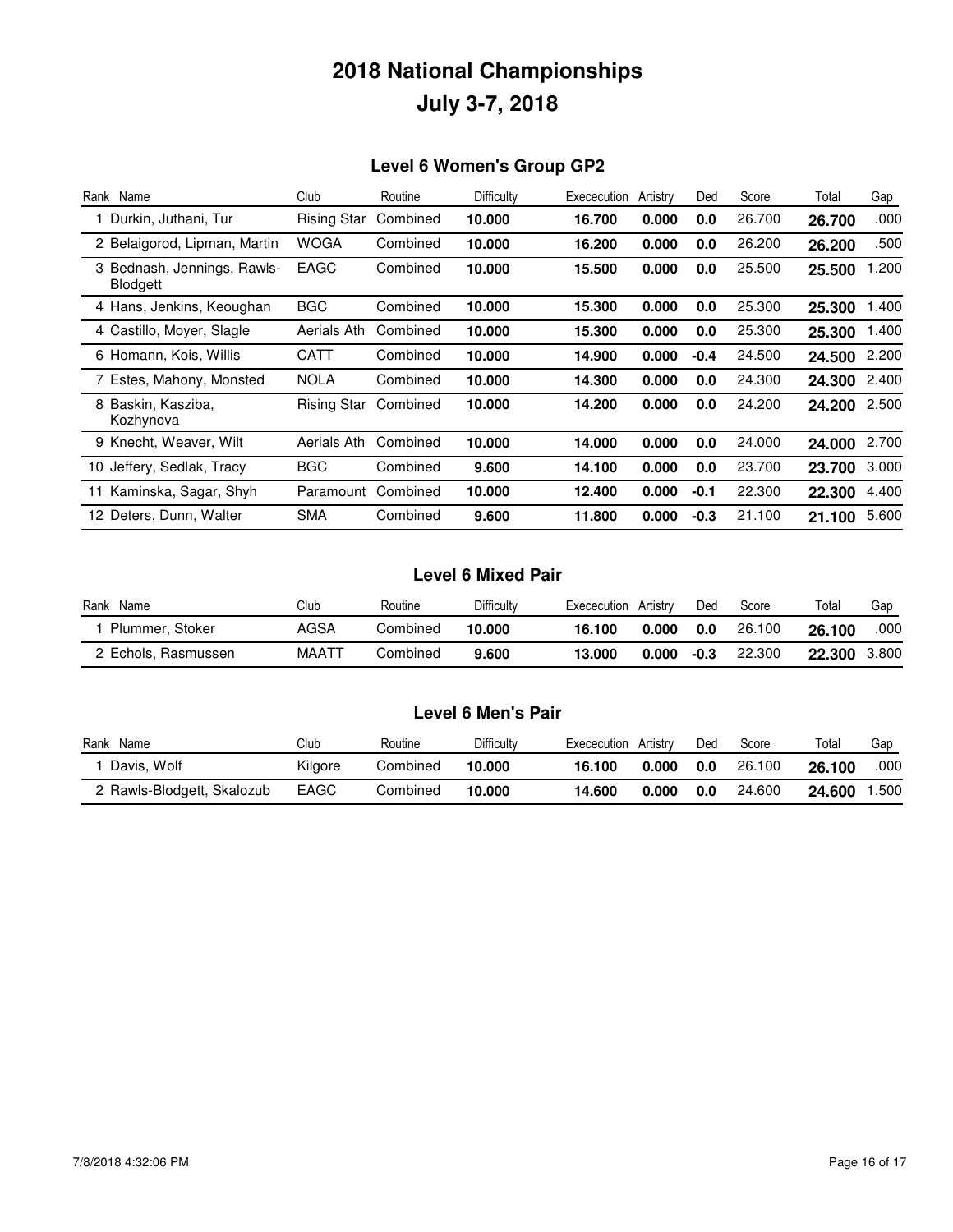# 2018 National Championships

# July 3-7, 2018

## Level 6 Women's Group GP2

| Rank | Name | Club | Routine | Difficulty | Exececution | Artistry | Ded | Score | Total | Gap |
|---|---|---|---|---|---|---|---|---|---|---|
| 1 | Durkin, Juthani, Tur | Rising Star | Combined | **10.000** | **16.700** | **0.000** | **0.0** | 26.700 | **26.700** | .000 |
| 2 | Belaigorod, Lipman, Martin | WOGA | Combined | **10.000** | **16.200** | **0.000** | **0.0** | 26.200 | **26.200** | .500 |
| 3 | Bednash, Jennings, Rawls-Blodgett | EAGC | Combined | **10.000** | **15.500** | **0.000** | **0.0** | 25.500 | **25.500** | 1.200 |
| 4 | Hans, Jenkins, Keoughan | BGC | Combined | **10.000** | **15.300** | **0.000** | **0.0** | 25.300 | **25.300** | 1.400 |
| 4 | Castillo, Moyer, Slagle | Aerials Ath | Combined | **10.000** | **15.300** | **0.000** | **0.0** | 25.300 | **25.300** | 1.400 |
| 6 | Homann, Kois, Willis | CATT | Combined | **10.000** | **14.900** | **0.000** | **-0.4** | 24.500 | **24.500** | 2.200 |
| 7 | Estes, Mahony, Monsted | NOLA | Combined | **10.000** | **14.300** | **0.000** | **0.0** | 24.300 | **24.300** | 2.400 |
| 8 | Baskin, Kasziba, Kozhynova | Rising Star | Combined | **10.000** | **14.200** | **0.000** | **0.0** | 24.200 | **24.200** | 2.500 |
| 9 | Knecht, Weaver, Wilt | Aerials Ath | Combined | **10.000** | **14.000** | **0.000** | **0.0** | 24.000 | **24.000** | 2.700 |
| 10 | Jeffery, Sedlak, Tracy | BGC | Combined | **9.600** | **14.100** | **0.000** | **0.0** | 23.700 | **23.700** | 3.000 |
| 11 | Kaminska, Sagar, Shyh | Paramount | Combined | **10.000** | **12.400** | **0.000** | **-0.1** | 22.300 | **22.300** | 4.400 |
| 12 | Deters, Dunn, Walter | SMA | Combined | **9.600** | **11.800** | **0.000** | **-0.3** | 21.100 | **21.100** | 5.600 |

## Level 6 Mixed Pair

| Rank | Name | Club | Routine | Difficulty | Exececution | Artistry | Ded | Score | Total | Gap |
|---|---|---|---|---|---|---|---|---|---|---|
| 1 | Plummer, Stoker | AGSA | Combined | **10.000** | **16.100** | **0.000** | **0.0** | 26.100 | **26.100** | .000 |
| 2 | Echols, Rasmussen | MAATT | Combined | **9.600** | **13.000** | **0.000** | **-0.3** | 22.300 | **22.300** | 3.800 |

## Level 6 Men's Pair

| Rank | Name | Club | Routine | Difficulty | Exececution | Artistry | Ded | Score | Total | Gap |
|---|---|---|---|---|---|---|---|---|---|---|
| 1 | Davis, Wolf | Kilgore | Combined | **10.000** | **16.100** | **0.000** | **0.0** | 26.100 | **26.100** | .000 |
| 2 | Rawls-Blodgett, Skalozub | EAGC | Combined | **10.000** | **14.600** | **0.000** | **0.0** | 24.600 | **24.600** | 1.500 |

7/8/2018 4:32:06 PM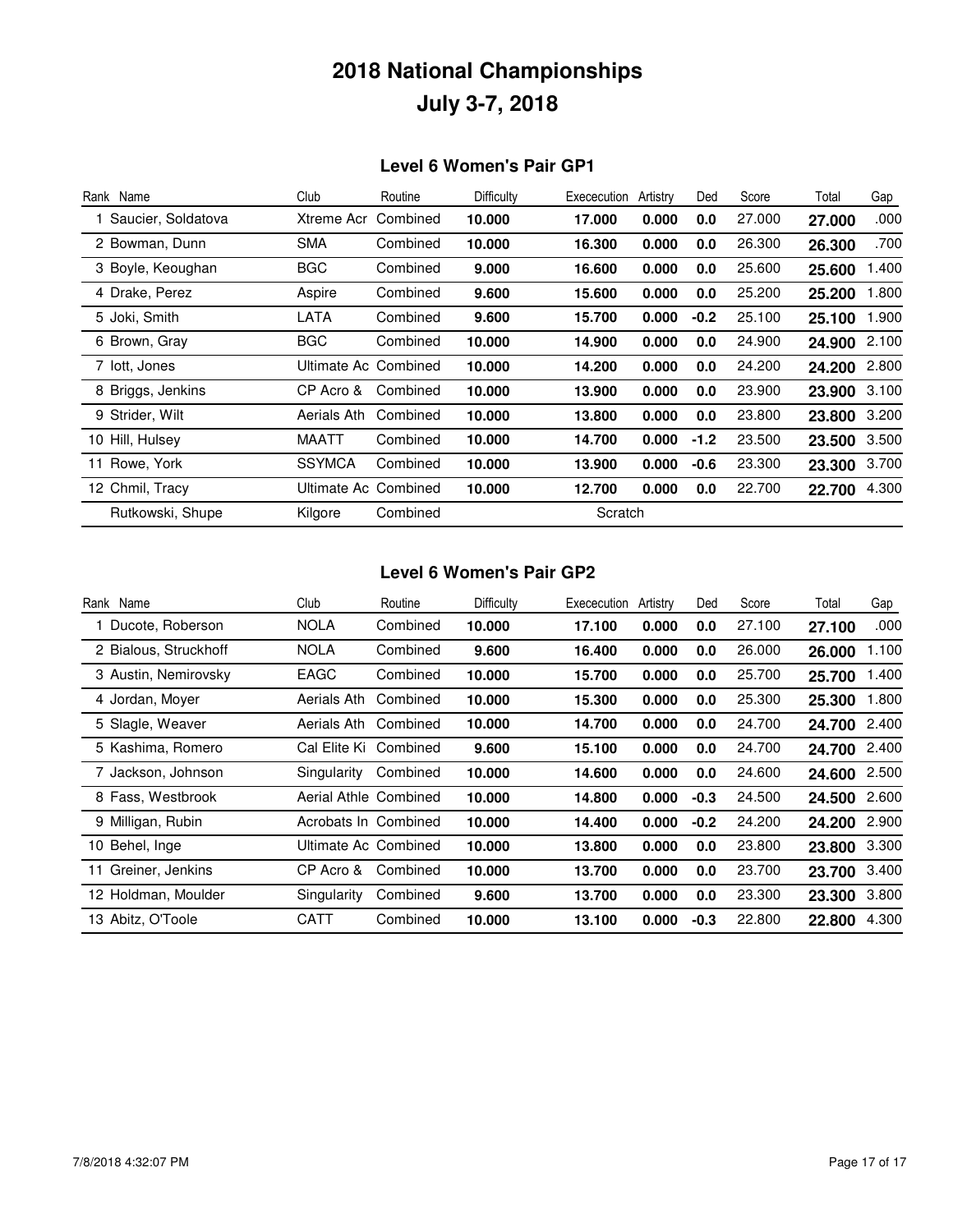# 2018 National Championships

# July 3-7, 2018

### Level 6 Women's Pair GP1

| Rank | Name | Club | Routine | Difficulty | Exececution | Artistry | Ded | Score | Total | Gap |
|---|---|---|---|---|---|---|---|---|---|---|
| 1 | Saucier, Soldatova | Xtreme Acr | Combined | **10.000** | **17.000** | **0.000** | **0.0** | 27.000 | **27.000** | .000 |
| 2 | Bowman, Dunn | SMA | Combined | **10.000** | **16.300** | **0.000** | **0.0** | 26.300 | **26.300** | .700 |
| 3 | Boyle, Keoughan | BGC | Combined | **9.000** | **16.600** | **0.000** | **0.0** | 25.600 | **25.600** | 1.400 |
| 4 | Drake, Perez | Aspire | Combined | **9.600** | **15.600** | **0.000** | **0.0** | 25.200 | **25.200** | 1.800 |
| 5 | Joki, Smith | LATA | Combined | **9.600** | **15.700** | **0.000** | **-0.2** | 25.100 | **25.100** | 1.900 |
| 6 | Brown, Gray | BGC | Combined | **10.000** | **14.900** | **0.000** | **0.0** | 24.900 | **24.900** | 2.100 |
| 7 | Iott, Jones | Ultimate Ac | Combined | **10.000** | **14.200** | **0.000** | **0.0** | 24.200 | **24.200** | 2.800 |
| 8 | Briggs, Jenkins | CP Acro & | Combined | **10.000** | **13.900** | **0.000** | **0.0** | 23.900 | **23.900** | 3.100 |
| 9 | Strider, Wilt | Aerials Ath | Combined | **10.000** | **13.800** | **0.000** | **0.0** | 23.800 | **23.800** | 3.200 |
| 10 | Hill, Hulsey | MAATT | Combined | **10.000** | **14.700** | **0.000** | **-1.2** | 23.500 | **23.500** | 3.500 |
| 11 | Rowe, York | SSYMCA | Combined | **10.000** | **13.900** | **0.000** | **-0.6** | 23.300 | **23.300** | 3.700 |
| 12 | Chmil, Tracy | Ultimate Ac | Combined | **10.000** | **12.700** | **0.000** | **0.0** | 22.700 | **22.700** | 4.300 |
| | Rutkowski, Shupe | Kilgore | Combined | | Scratch | | | | | |

### Level 6 Women's Pair GP2

| Rank | Name | Club | Routine | Difficulty | Exececution | Artistry | Ded | Score | Total | Gap |
|---|---|---|---|---|---|---|---|---|---|---|
| 1 | Ducote, Roberson | NOLA | Combined | **10.000** | **17.100** | **0.000** | **0.0** | 27.100 | **27.100** | .000 |
| 2 | Bialous, Struckhoff | NOLA | Combined | **9.600** | **16.400** | **0.000** | **0.0** | 26.000 | **26.000** | 1.100 |
| 3 | Austin, Nemirovsky | EAGC | Combined | **10.000** | **15.700** | **0.000** | **0.0** | 25.700 | **25.700** | 1.400 |
| 4 | Jordan, Moyer | Aerials Ath | Combined | **10.000** | **15.300** | **0.000** | **0.0** | 25.300 | **25.300** | 1.800 |
| 5 | Slagle, Weaver | Aerials Ath | Combined | **10.000** | **14.700** | **0.000** | **0.0** | 24.700 | **24.700** | 2.400 |
| 5 | Kashima, Romero | Cal Elite Ki | Combined | **9.600** | **15.100** | **0.000** | **0.0** | 24.700 | **24.700** | 2.400 |
| 7 | Jackson, Johnson | Singularity | Combined | **10.000** | **14.600** | **0.000** | **0.0** | 24.600 | **24.600** | 2.500 |
| 8 | Fass, Westbrook | Aerial Athle | Combined | **10.000** | **14.800** | **0.000** | **-0.3** | 24.500 | **24.500** | 2.600 |
| 9 | Milligan, Rubin | Acrobats In | Combined | **10.000** | **14.400** | **0.000** | **-0.2** | 24.200 | **24.200** | 2.900 |
| 10 | Behel, Inge | Ultimate Ac | Combined | **10.000** | **13.800** | **0.000** | **0.0** | 23.800 | **23.800** | 3.300 |
| 11 | Greiner, Jenkins | CP Acro & | Combined | **10.000** | **13.700** | **0.000** | **0.0** | 23.700 | **23.700** | 3.400 |
| 12 | Holdman, Moulder | Singularity | Combined | **9.600** | **13.700** | **0.000** | **0.0** | 23.300 | **23.300** | 3.800 |
| 13 | Abitz, O'Toole | CATT | Combined | **10.000** | **13.100** | **0.000** | **-0.3** | 22.800 | **22.800** | 4.300 |

7/8/2018 4:32:07 PM